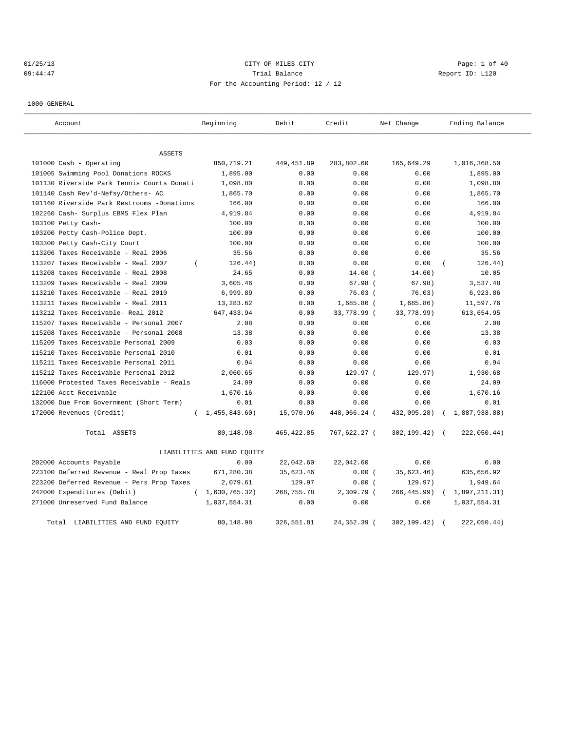CITY OF MILES CITY

Trial Balance

For the Accounting Period: 12 / 12

01/25/13
09:44:47

Report ID: L120

1000 GENERAL

| Account | Beginning | Debit | Credit | Net Change | Ending Balance |
|---|---|---|---|---|---|
| ASSETS | | | | | |
| 101000 Cash - Operating | 850,719.21 | 449,451.89 | 283,802.60 | 165,649.29 | 1,016,368.50 |
| 101005 Swimming Pool Donations ROCKS | 1,895.00 | 0.00 | 0.00 | 0.00 | 1,895.00 |
| 101130 Riverside Park Tennis Courts Donati | 1,098.80 | 0.00 | 0.00 | 0.00 | 1,098.80 |
| 101140 Cash Rev'd-Nefsy/Others- AC | 1,865.70 | 0.00 | 0.00 | 0.00 | 1,865.70 |
| 101160 Riverside Park Restrooms -Donations | 166.00 | 0.00 | 0.00 | 0.00 | 166.00 |
| 102260 Cash- Surplus EBMS Flex Plan | 4,919.84 | 0.00 | 0.00 | 0.00 | 4,919.84 |
| 103100 Petty Cash- | 100.00 | 0.00 | 0.00 | 0.00 | 100.00 |
| 103200 Petty Cash-Police Dept. | 100.00 | 0.00 | 0.00 | 0.00 | 100.00 |
| 103300 Petty Cash-City Court | 100.00 | 0.00 | 0.00 | 0.00 | 100.00 |
| 113206 Taxes Receivable - Real 2006 | 35.56 | 0.00 | 0.00 | 0.00 | 35.56 |
| 113207 Taxes Receivable - Real 2007 | ( 126.44) | 0.00 | 0.00 | 0.00 | ( 126.44) |
| 113208 taxes Receivable - Real 2008 | 24.65 | 0.00 | 14.60 | ( 14.60) | 10.05 |
| 113209 Taxes Receivable - Real 2009 | 3,605.46 | 0.00 | 67.98 | ( 67.98) | 3,537.48 |
| 113210 Taxes Receivable - Real 2010 | 6,999.89 | 0.00 | 76.03 | ( 76.03) | 6,923.86 |
| 113211 Taxes Receivable - Real 2011 | 13,283.62 | 0.00 | 1,685.86 | ( 1,685.86) | 11,597.76 |
| 113212 Taxes Receivable- Real 2012 | 647,433.94 | 0.00 | 33,778.99 | ( 33,778.99) | 613,654.95 |
| 115207 Taxes Receivable - Personal 2007 | 2.08 | 0.00 | 0.00 | 0.00 | 2.08 |
| 115208 Taxes Receivable - Personal 2008 | 13.38 | 0.00 | 0.00 | 0.00 | 13.38 |
| 115209 Taxes Receivable Personal 2009 | 0.03 | 0.00 | 0.00 | 0.00 | 0.03 |
| 115210 Taxes Receivable Personal 2010 | 0.01 | 0.00 | 0.00 | 0.00 | 0.01 |
| 115211 Taxes Receivable Personal 2011 | 0.94 | 0.00 | 0.00 | 0.00 | 0.94 |
| 115212 Taxes Receivable Personal 2012 | 2,060.65 | 0.00 | 129.97 | ( 129.97) | 1,930.68 |
| 116000 Protested Taxes Receivable - Reals | 24.09 | 0.00 | 0.00 | 0.00 | 24.09 |
| 122100 Acct Receivable | 1,670.16 | 0.00 | 0.00 | 0.00 | 1,670.16 |
| 132000 Due From Government (Short Term) | 0.01 | 0.00 | 0.00 | 0.00 | 0.01 |
| 172000 Revenues (Credit) | ( 1,455,843.60) | 15,970.96 | 448,066.24 | ( 432,095.28) | ( 1,887,938.88) |
| Total ASSETS | 80,148.98 | 465,422.85 | 767,622.27 | ( 302,199.42) | ( 222,050.44) |
| LIABILITIES AND FUND EQUITY | | | | | |
| 202000 Accounts Payable | 0.00 | 22,042.60 | 22,042.60 | 0.00 | 0.00 |
| 223100 Deferred Revenue - Real Prop Taxes | 671,280.38 | 35,623.46 | 0.00 | ( 35,623.46) | 635,656.92 |
| 223200 Deferred Revenue - Pers Prop Taxes | 2,079.61 | 129.97 | 0.00 | ( 129.97) | 1,949.64 |
| 242000 Expenditures (Debit) | ( 1,630,765.32) | 268,755.78 | 2,309.79 | ( 266,445.99) | ( 1,897,211.31) |
| 271000 Unreserved Fund Balance | 1,037,554.31 | 0.00 | 0.00 | 0.00 | 1,037,554.31 |
| Total LIABILITIES AND FUND EQUITY | 80,148.98 | 326,551.81 | 24,352.39 | ( 302,199.42) | ( 222,050.44) |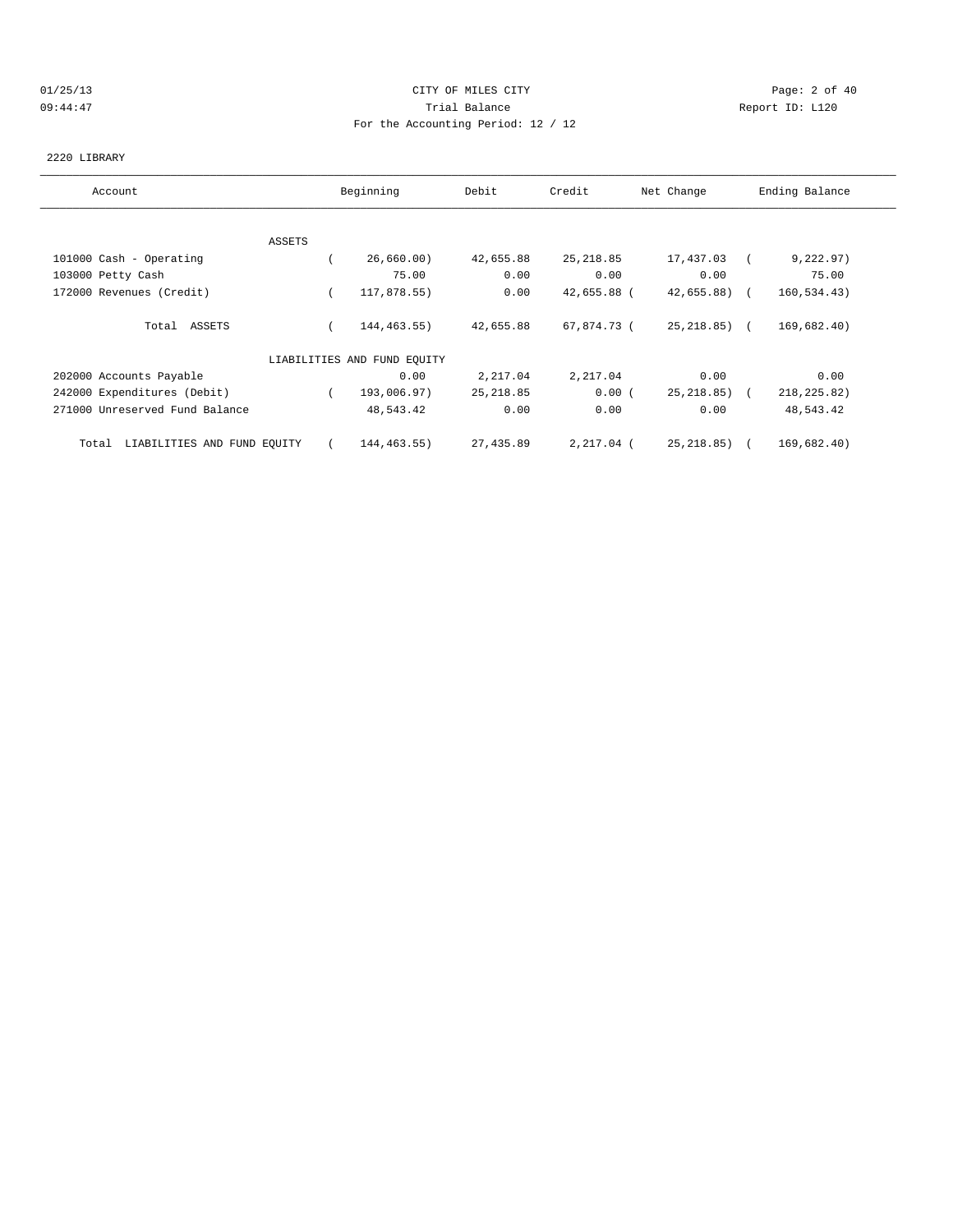CITY OF MILES CITY
Trial Balance
For the Accounting Period: 12 / 12

01/25/13
09:44:47

Report ID: L120

2220 LIBRARY

| Account | Beginning | Debit | Credit | Net Change | Ending Balance |
|---|---|---|---|---|---|
| ASSETS | | | | | |
| 101000 Cash - Operating | ( 26,660.00) | 42,655.88 | 25,218.85 | 17,437.03 | ( 9,222.97) |
| 103000 Petty Cash | 75.00 | 0.00 | 0.00 | 0.00 | 75.00 |
| 172000 Revenues (Credit) | ( 117,878.55) | 0.00 | 42,655.88 | ( 42,655.88) | ( 160,534.43) |
| Total ASSETS | ( 144,463.55) | 42,655.88 | 67,874.73 | ( 25,218.85) | ( 169,682.40) |
| LIABILITIES AND FUND EQUITY | | | | | |
| 202000 Accounts Payable | 0.00 | 2,217.04 | 2,217.04 | 0.00 | 0.00 |
| 242000 Expenditures (Debit) | ( 193,006.97) | 25,218.85 | 0.00 | ( 25,218.85) | ( 218,225.82) |
| 271000 Unreserved Fund Balance | 48,543.42 | 0.00 | 0.00 | 0.00 | 48,543.42 |
| Total LIABILITIES AND FUND EQUITY | ( 144,463.55) | 27,435.89 | 2,217.04 | ( 25,218.85) | ( 169,682.40) |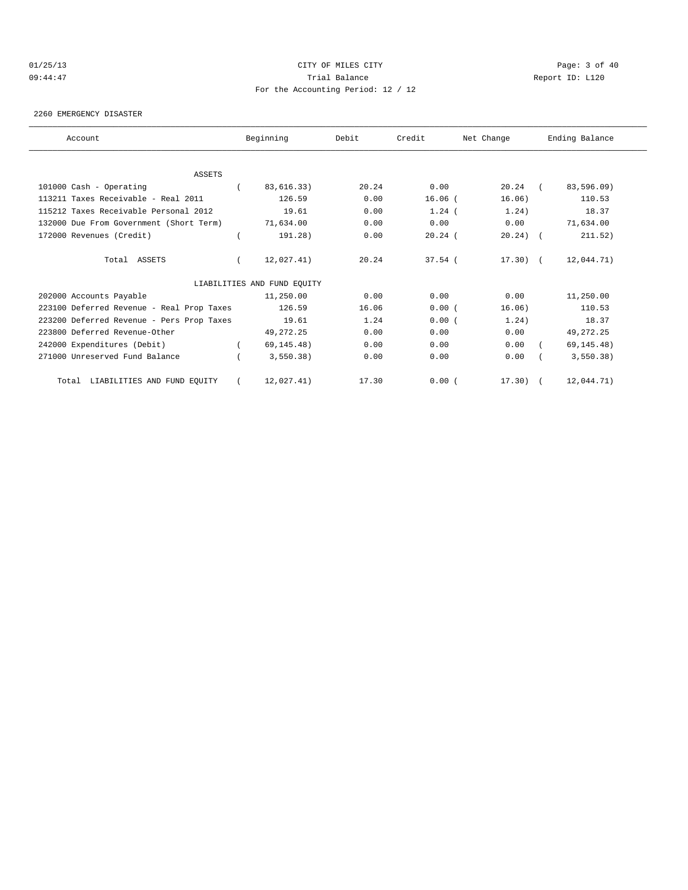# CITY OF MILES CITY

Trial Balance

For the Accounting Period: 12 / 12

01/25/13 09:44:47 — Report ID: L120

2260 EMERGENCY DISASTER

| Account | Beginning | Debit | Credit | Net Change | Ending Balance |
|---|---|---|---|---|---|
| ASSETS | | | | | |
| 101000 Cash - Operating | ( 83,616.33) | 20.24 | 0.00 | 20.24 | ( 83,596.09) |
| 113211 Taxes Receivable - Real 2011 | 126.59 | 0.00 | 16.06 | ( 16.06) | 110.53 |
| 115212 Taxes Receivable Personal 2012 | 19.61 | 0.00 | 1.24 | ( 1.24) | 18.37 |
| 132000 Due From Government (Short Term) | 71,634.00 | 0.00 | 0.00 | 0.00 | 71,634.00 |
| 172000 Revenues (Credit) | ( 191.28) | 0.00 | 20.24 | ( 20.24) | ( 211.52) |
| Total ASSETS | ( 12,027.41) | 20.24 | 37.54 | ( 17.30) | ( 12,044.71) |
| LIABILITIES AND FUND EQUITY | | | | | |
| 202000 Accounts Payable | 11,250.00 | 0.00 | 0.00 | 0.00 | 11,250.00 |
| 223100 Deferred Revenue - Real Prop Taxes | 126.59 | 16.06 | 0.00 | ( 16.06) | 110.53 |
| 223200 Deferred Revenue - Pers Prop Taxes | 19.61 | 1.24 | 0.00 | ( 1.24) | 18.37 |
| 223800 Deferred Revenue-Other | 49,272.25 | 0.00 | 0.00 | 0.00 | 49,272.25 |
| 242000 Expenditures (Debit) | ( 69,145.48) | 0.00 | 0.00 | 0.00 | ( 69,145.48) |
| 271000 Unreserved Fund Balance | ( 3,550.38) | 0.00 | 0.00 | 0.00 | ( 3,550.38) |
| Total LIABILITIES AND FUND EQUITY | ( 12,027.41) | 17.30 | 0.00 | ( 17.30) | ( 12,044.71) |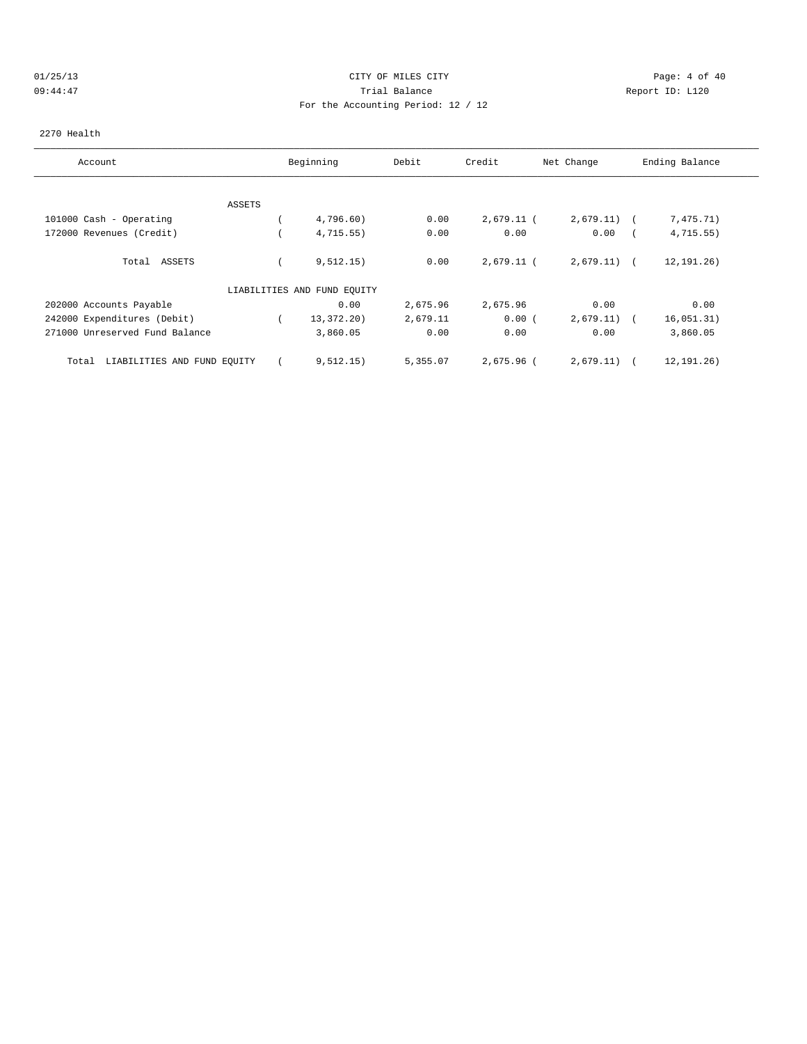CITY OF MILES CITY
Trial Balance
For the Accounting Period: 12 / 12

01/25/13
09:44:47

Report ID: L120

2270 Health

| Account | Beginning | Debit | Credit | Net Change | Ending Balance |
|---|---|---|---|---|---|
| ASSETS | | | | | |
| 101000 Cash - Operating | ( 4,796.60) | 0.00 | 2,679.11 | ( 2,679.11) | ( 7,475.71) |
| 172000 Revenues (Credit) | ( 4,715.55) | 0.00 | 0.00 | 0.00 | ( 4,715.55) |
| Total ASSETS | ( 9,512.15) | 0.00 | 2,679.11 | ( 2,679.11) | ( 12,191.26) |
| LIABILITIES AND FUND EQUITY | | | | | |
| 202000 Accounts Payable | 0.00 | 2,675.96 | 2,675.96 | 0.00 | 0.00 |
| 242000 Expenditures (Debit) | ( 13,372.20) | 2,679.11 | 0.00 | ( 2,679.11) | ( 16,051.31) |
| 271000 Unreserved Fund Balance | 3,860.05 | 0.00 | 0.00 | 0.00 | 3,860.05 |
| Total LIABILITIES AND FUND EQUITY | ( 9,512.15) | 5,355.07 | 2,675.96 | ( 2,679.11) | ( 12,191.26) |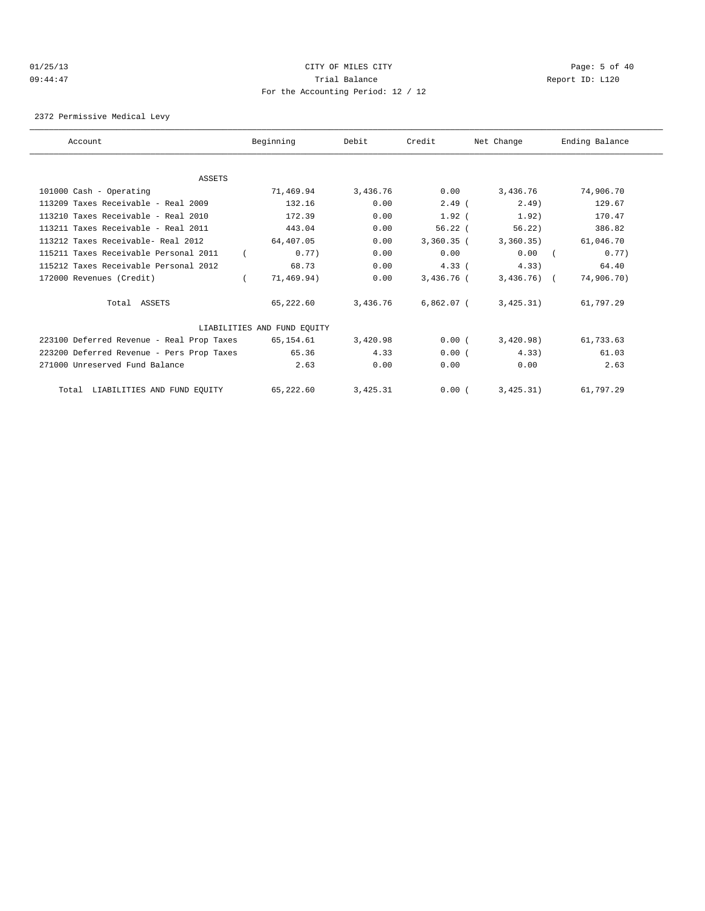CITY OF MILES CITY
Trial Balance
For the Accounting Period: 12 / 12

01/25/13
09:44:47

Report ID: L120

2372 Permissive Medical Levy

| Account | Beginning | Debit | Credit | Net Change | Ending Balance |
|---|---|---|---|---|---|
| ASSETS | | | | | |
| 101000 Cash - Operating | 71,469.94 | 3,436.76 | 0.00 | 3,436.76 | 74,906.70 |
| 113209 Taxes Receivable - Real 2009 | 132.16 | 0.00 | 2.49 | ( 2.49) | 129.67 |
| 113210 Taxes Receivable - Real 2010 | 172.39 | 0.00 | 1.92 | ( 1.92) | 170.47 |
| 113211 Taxes Receivable - Real 2011 | 443.04 | 0.00 | 56.22 | ( 56.22) | 386.82 |
| 113212 Taxes Receivable- Real 2012 | 64,407.05 | 0.00 | 3,360.35 | ( 3,360.35) | 61,046.70 |
| 115211 Taxes Receivable Personal 2011 | ( 0.77) | 0.00 | 0.00 | 0.00 | ( 0.77) |
| 115212 Taxes Receivable Personal 2012 | 68.73 | 0.00 | 4.33 | ( 4.33) | 64.40 |
| 172000 Revenues (Credit) | ( 71,469.94) | 0.00 | 3,436.76 | ( 3,436.76) | ( 74,906.70) |
| Total ASSETS | 65,222.60 | 3,436.76 | 6,862.07 | ( 3,425.31) | 61,797.29 |
| LIABILITIES AND FUND EQUITY | | | | | |
| 223100 Deferred Revenue - Real Prop Taxes | 65,154.61 | 3,420.98 | 0.00 | ( 3,420.98) | 61,733.63 |
| 223200 Deferred Revenue - Pers Prop Taxes | 65.36 | 4.33 | 0.00 | ( 4.33) | 61.03 |
| 271000 Unreserved Fund Balance | 2.63 | 0.00 | 0.00 | 0.00 | 2.63 |
| Total LIABILITIES AND FUND EQUITY | 65,222.60 | 3,425.31 | 0.00 | ( 3,425.31) | 61,797.29 |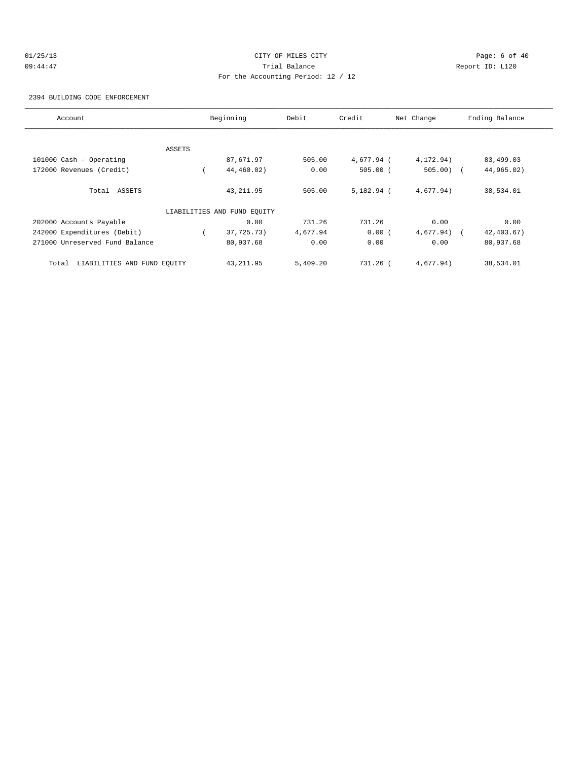CITY OF MILES CITY

Trial Balance

Report ID: L120

For the Accounting Period: 12 / 12

01/25/13 09:44:47

2394 BUILDING CODE ENFORCEMENT

| Account | Beginning | Debit | Credit | Net Change | Ending Balance |
|---|---|---|---|---|---|
| ASSETS | | | | | |
| 101000 Cash - Operating | 87,671.97 | 505.00 | 4,677.94 | (4,172.94) | 83,499.03 |
| 172000 Revenues (Credit) | (44,460.02) | 0.00 | 505.00 | (505.00) | (44,965.02) |
| Total ASSETS | 43,211.95 | 505.00 | 5,182.94 | (4,677.94) | 38,534.01 |
| LIABILITIES AND FUND EQUITY | | | | | |
| 202000 Accounts Payable | 0.00 | 731.26 | 731.26 | 0.00 | 0.00 |
| 242000 Expenditures (Debit) | (37,725.73) | 4,677.94 | 0.00 | (4,677.94) | (42,403.67) |
| 271000 Unreserved Fund Balance | 80,937.68 | 0.00 | 0.00 | 0.00 | 80,937.68 |
| Total LIABILITIES AND FUND EQUITY | 43,211.95 | 5,409.20 | 731.26 | (4,677.94) | 38,534.01 |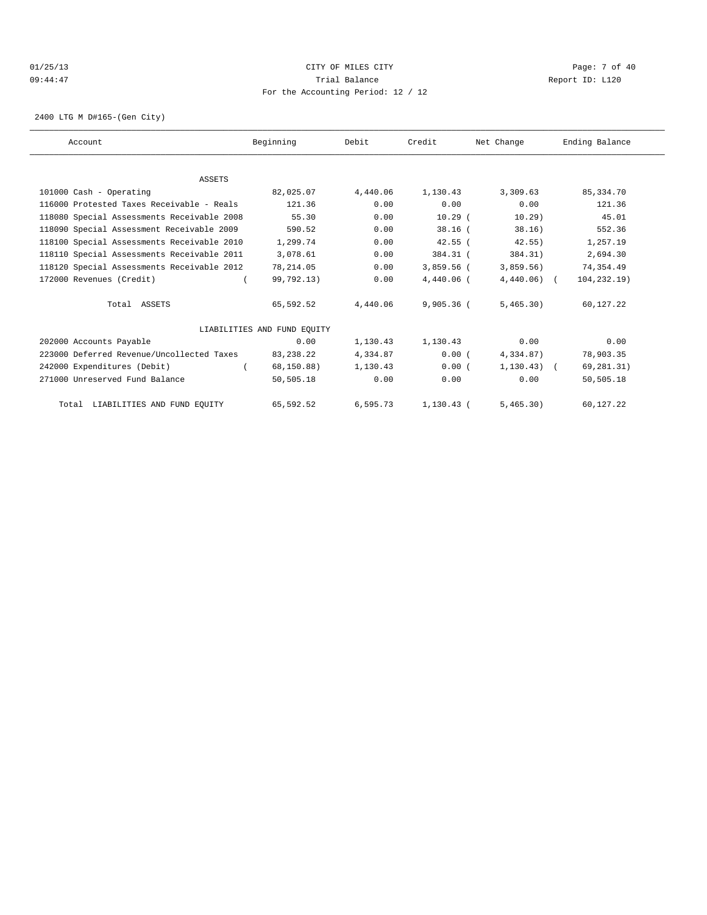CITY OF MILES CITY
Trial Balance
For the Accounting Period: 12 / 12

01/25/13 09:44:47 — Report ID: L120

2400 LTG M D#165-(Gen City)

| Account | Beginning | Debit | Credit | Net Change | Ending Balance |
|---|---|---|---|---|---|
| **ASSETS** | | | | | |
| 101000 Cash - Operating | 82,025.07 | 4,440.06 | 1,130.43 | 3,309.63 | 85,334.70 |
| 116000 Protested Taxes Receivable - Reals | 121.36 | 0.00 | 0.00 | 0.00 | 121.36 |
| 118080 Special Assessments Receivable 2008 | 55.30 | 0.00 | 10.29 | ( 10.29) | 45.01 |
| 118090 Special Assessment Receivable 2009 | 590.52 | 0.00 | 38.16 | ( 38.16) | 552.36 |
| 118100 Special Assessments Receivable 2010 | 1,299.74 | 0.00 | 42.55 | ( 42.55) | 1,257.19 |
| 118110 Special Assessments Receivable 2011 | 3,078.61 | 0.00 | 384.31 | ( 384.31) | 2,694.30 |
| 118120 Special Assessments Receivable 2012 | 78,214.05 | 0.00 | 3,859.56 | ( 3,859.56) | 74,354.49 |
| 172000 Revenues (Credit) | ( 99,792.13) | 0.00 | 4,440.06 | ( 4,440.06) | ( 104,232.19) |
| Total ASSETS | 65,592.52 | 4,440.06 | 9,905.36 | ( 5,465.30) | 60,127.22 |
| **LIABILITIES AND FUND EQUITY** | | | | | |
| 202000 Accounts Payable | 0.00 | 1,130.43 | 1,130.43 | 0.00 | 0.00 |
| 223000 Deferred Revenue/Uncollected Taxes | 83,238.22 | 4,334.87 | 0.00 | ( 4,334.87) | 78,903.35 |
| 242000 Expenditures (Debit) | ( 68,150.88) | 1,130.43 | 0.00 | ( 1,130.43) | ( 69,281.31) |
| 271000 Unreserved Fund Balance | 50,505.18 | 0.00 | 0.00 | 0.00 | 50,505.18 |
| Total LIABILITIES AND FUND EQUITY | 65,592.52 | 6,595.73 | 1,130.43 | ( 5,465.30) | 60,127.22 |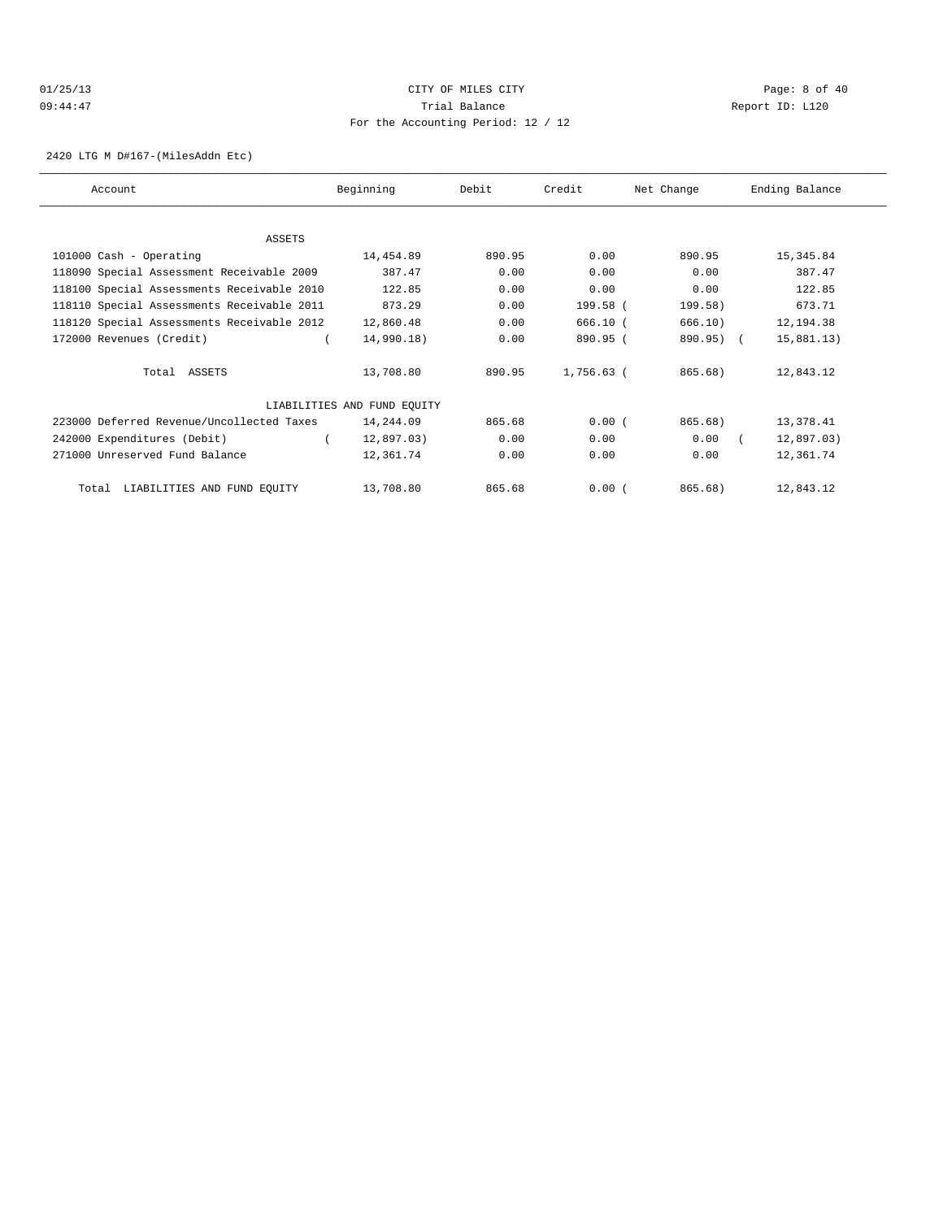CITY OF MILES CITY
Trial Balance
For the Accounting Period: 12 / 12

01/25/13
09:44:47

Report ID: L120

2420 LTG M D#167-(MilesAddn Etc)

| Account | Beginning | Debit | Credit | Net Change | Ending Balance |
|---|---|---|---|---|---|
| ASSETS | | | | | |
| 101000 Cash - Operating | 14,454.89 | 890.95 | 0.00 | 890.95 | 15,345.84 |
| 118090 Special Assessment Receivable 2009 | 387.47 | 0.00 | 0.00 | 0.00 | 387.47 |
| 118100 Special Assessments Receivable 2010 | 122.85 | 0.00 | 0.00 | 0.00 | 122.85 |
| 118110 Special Assessments Receivable 2011 | 873.29 | 0.00 | 199.58 | ( 199.58) | 673.71 |
| 118120 Special Assessments Receivable 2012 | 12,860.48 | 0.00 | 666.10 | ( 666.10) | 12,194.38 |
| 172000 Revenues (Credit) | ( 14,990.18) | 0.00 | 890.95 | ( 890.95) | ( 15,881.13) |
| Total ASSETS | 13,708.80 | 890.95 | 1,756.63 | ( 865.68) | 12,843.12 |
| LIABILITIES AND FUND EQUITY | | | | | |
| 223000 Deferred Revenue/Uncollected Taxes | 14,244.09 | 865.68 | 0.00 | ( 865.68) | 13,378.41 |
| 242000 Expenditures (Debit) | ( 12,897.03) | 0.00 | 0.00 | 0.00 | ( 12,897.03) |
| 271000 Unreserved Fund Balance | 12,361.74 | 0.00 | 0.00 | 0.00 | 12,361.74 |
| Total LIABILITIES AND FUND EQUITY | 13,708.80 | 865.68 | 0.00 | ( 865.68) | 12,843.12 |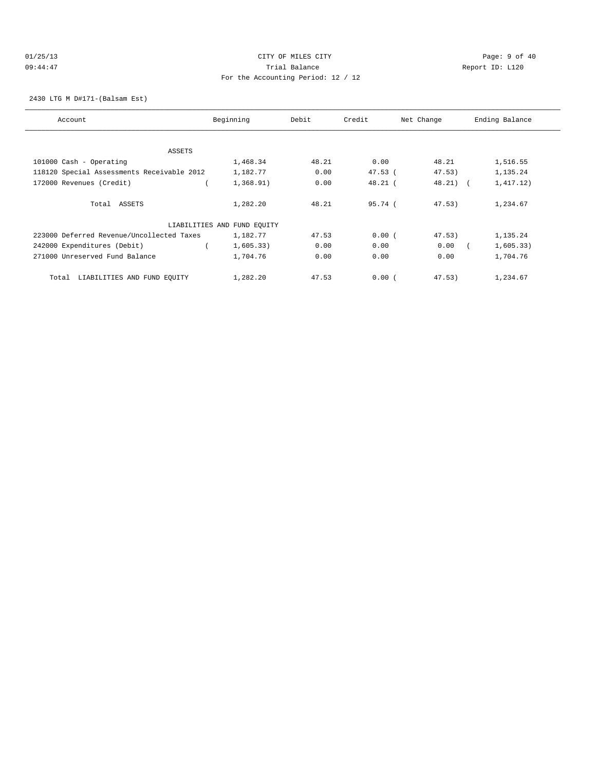CITY OF MILES CITY
Trial Balance
For the Accounting Period: 12 / 12

01/25/13
09:44:47

Report ID: L120

2430 LTG M D#171-(Balsam Est)

| Account | Beginning | Debit | Credit | Net Change | Ending Balance |
|---|---|---|---|---|---|
| ASSETS | | | | | |
| 101000 Cash - Operating | 1,468.34 | 48.21 | 0.00 | 48.21 | 1,516.55 |
| 118120 Special Assessments Receivable 2012 | 1,182.77 | 0.00 | 47.53 | (47.53) | 1,135.24 |
| 172000 Revenues (Credit) | (1,368.91) | 0.00 | 48.21 | (48.21) | (1,417.12) |
| Total ASSETS | 1,282.20 | 48.21 | 95.74 | (47.53) | 1,234.67 |
| LIABILITIES AND FUND EQUITY | | | | | |
| 223000 Deferred Revenue/Uncollected Taxes | 1,182.77 | 47.53 | 0.00 | (47.53) | 1,135.24 |
| 242000 Expenditures (Debit) | (1,605.33) | 0.00 | 0.00 | 0.00 | (1,605.33) |
| 271000 Unreserved Fund Balance | 1,704.76 | 0.00 | 0.00 | 0.00 | 1,704.76 |
| Total LIABILITIES AND FUND EQUITY | 1,282.20 | 47.53 | 0.00 | (47.53) | 1,234.67 |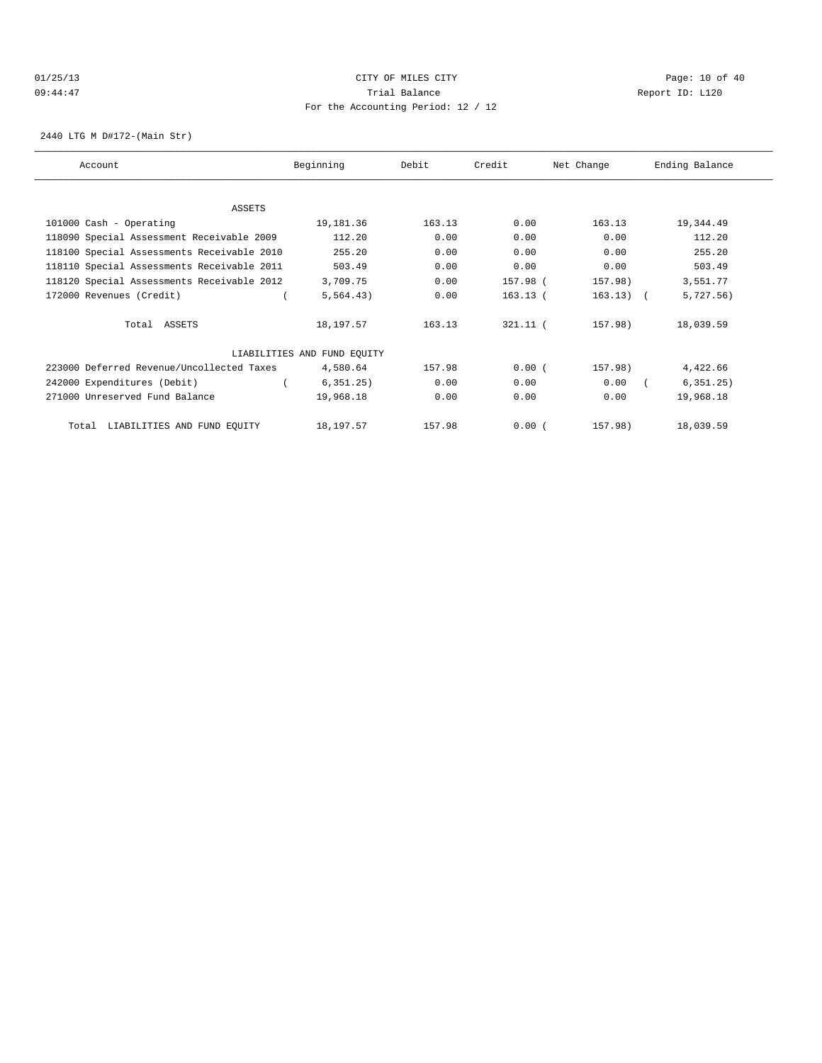01/25/13 CITY OF MILES CITY

09:44:47 Trial Balance Report ID: L120

For the Accounting Period: 12 / 12

2440 LTG M D#172-(Main Str)

| Account | Beginning | Debit | Credit | Net Change | Ending Balance |
|---|---|---|---|---|---|
| ASSETS | | | | | |
| 101000 Cash - Operating | 19,181.36 | 163.13 | 0.00 | 163.13 | 19,344.49 |
| 118090 Special Assessment Receivable 2009 | 112.20 | 0.00 | 0.00 | 0.00 | 112.20 |
| 118100 Special Assessments Receivable 2010 | 255.20 | 0.00 | 0.00 | 0.00 | 255.20 |
| 118110 Special Assessments Receivable 2011 | 503.49 | 0.00 | 0.00 | 0.00 | 503.49 |
| 118120 Special Assessments Receivable 2012 | 3,709.75 | 0.00 | 157.98 | ( 157.98) | 3,551.77 |
| 172000 Revenues (Credit) | ( 5,564.43) | 0.00 | 163.13 | ( 163.13) | ( 5,727.56) |
| Total ASSETS | 18,197.57 | 163.13 | 321.11 | ( 157.98) | 18,039.59 |
| LIABILITIES AND FUND EQUITY | | | | | |
| 223000 Deferred Revenue/Uncollected Taxes | 4,580.64 | 157.98 | 0.00 | ( 157.98) | 4,422.66 |
| 242000 Expenditures (Debit) | ( 6,351.25) | 0.00 | 0.00 | 0.00 | ( 6,351.25) |
| 271000 Unreserved Fund Balance | 19,968.18 | 0.00 | 0.00 | 0.00 | 19,968.18 |
| Total LIABILITIES AND FUND EQUITY | 18,197.57 | 157.98 | 0.00 | ( 157.98) | 18,039.59 |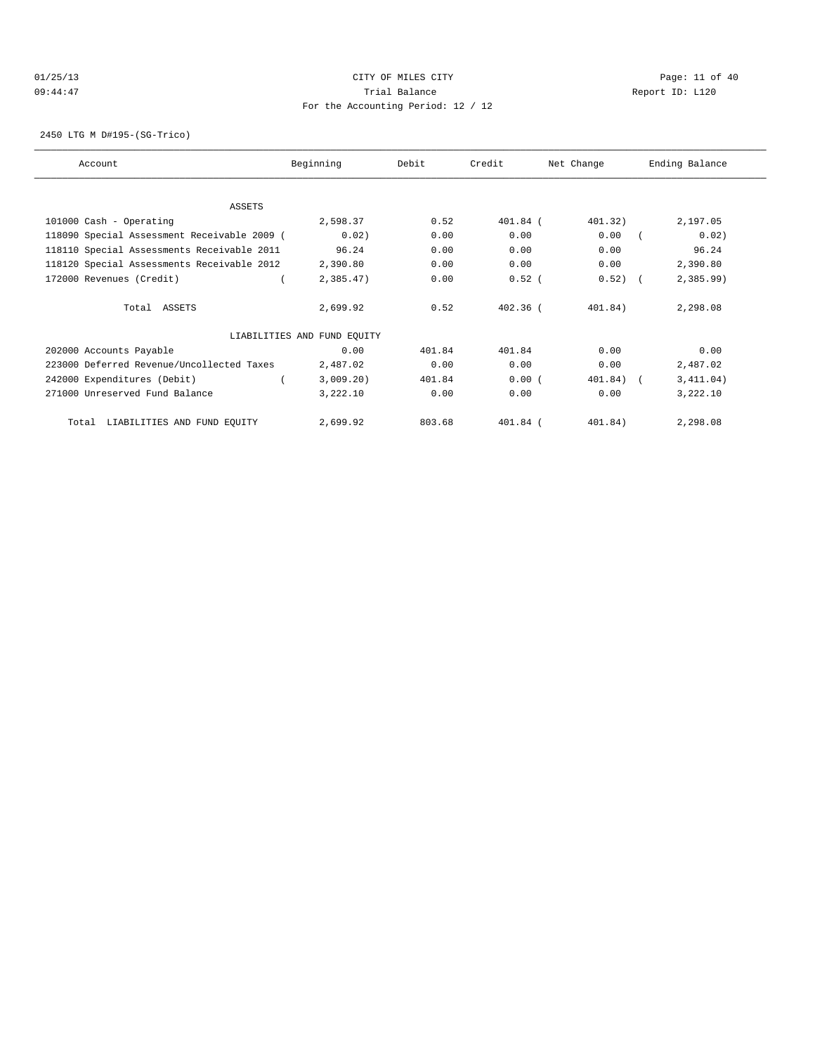01/25/13 CITY OF MILES CITY
09:44:47 Trial Balance Report ID: L120
For the Accounting Period: 12 / 12

2450 LTG M D#195-(SG-Trico)

| Account | Beginning | Debit | Credit | Net Change | Ending Balance |
|---|---|---|---|---|---|
| ASSETS | | | | | |
| 101000 Cash - Operating | 2,598.37 | 0.52 | 401.84 | ( 401.32) | 2,197.05 |
| 118090 Special Assessment Receivable 2009 | ( 0.02) | 0.00 | 0.00 | 0.00 | ( 0.02) |
| 118110 Special Assessments Receivable 2011 | 96.24 | 0.00 | 0.00 | 0.00 | 96.24 |
| 118120 Special Assessments Receivable 2012 | 2,390.80 | 0.00 | 0.00 | 0.00 | 2,390.80 |
| 172000 Revenues (Credit) | ( 2,385.47) | 0.00 | 0.52 | ( 0.52) | ( 2,385.99) |
| Total ASSETS | 2,699.92 | 0.52 | 402.36 | ( 401.84) | 2,298.08 |
| LIABILITIES AND FUND EQUITY | | | | | |
| 202000 Accounts Payable | 0.00 | 401.84 | 401.84 | 0.00 | 0.00 |
| 223000 Deferred Revenue/Uncollected Taxes | 2,487.02 | 0.00 | 0.00 | 0.00 | 2,487.02 |
| 242000 Expenditures (Debit) | ( 3,009.20) | 401.84 | 0.00 | ( 401.84) | ( 3,411.04) |
| 271000 Unreserved Fund Balance | 3,222.10 | 0.00 | 0.00 | 0.00 | 3,222.10 |
| Total LIABILITIES AND FUND EQUITY | 2,699.92 | 803.68 | 401.84 | ( 401.84) | 2,298.08 |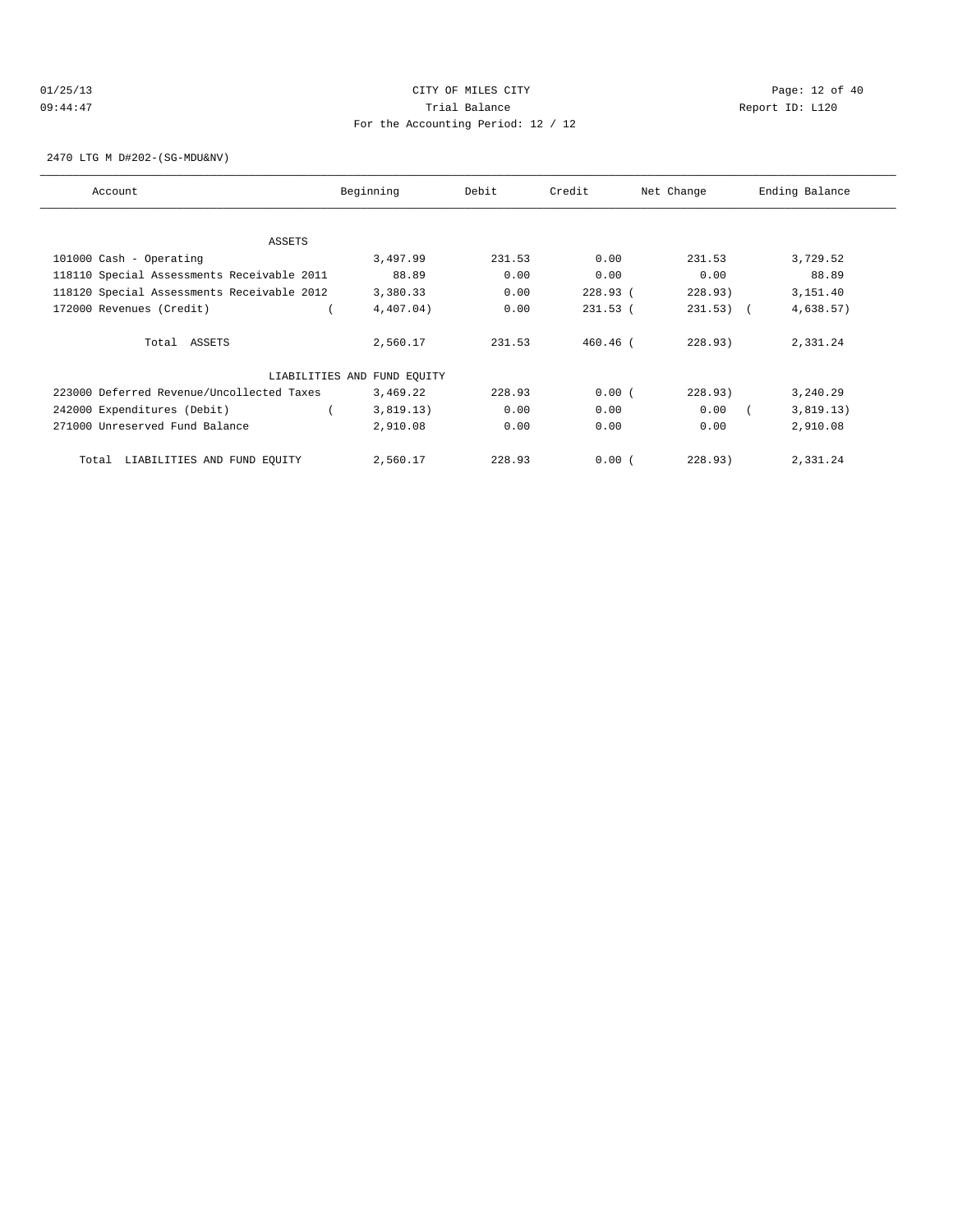CITY OF MILES CITY
Trial Balance
For the Accounting Period: 12 / 12

2470 LTG M D#202-(SG-MDU&NV)

| Account | Beginning | Debit | Credit | Net Change | Ending Balance |
|---|---|---|---|---|---|
| ASSETS | | | | | |
| 101000 Cash - Operating | 3,497.99 | 231.53 | 0.00 | 231.53 | 3,729.52 |
| 118110 Special Assessments Receivable 2011 | 88.89 | 0.00 | 0.00 | 0.00 | 88.89 |
| 118120 Special Assessments Receivable 2012 | 3,380.33 | 0.00 | 228.93 | (228.93) | 3,151.40 |
| 172000 Revenues (Credit) | (4,407.04) | 0.00 | 231.53 | (231.53) | (4,638.57) |
| Total ASSETS | 2,560.17 | 231.53 | 460.46 | (228.93) | 2,331.24 |
| LIABILITIES AND FUND EQUITY | | | | | |
| 223000 Deferred Revenue/Uncollected Taxes | 3,469.22 | 228.93 | 0.00 | (228.93) | 3,240.29 |
| 242000 Expenditures (Debit) | (3,819.13) | 0.00 | 0.00 | 0.00 | (3,819.13) |
| 271000 Unreserved Fund Balance | 2,910.08 | 0.00 | 0.00 | 0.00 | 2,910.08 |
| Total LIABILITIES AND FUND EQUITY | 2,560.17 | 228.93 | 0.00 | (228.93) | 2,331.24 |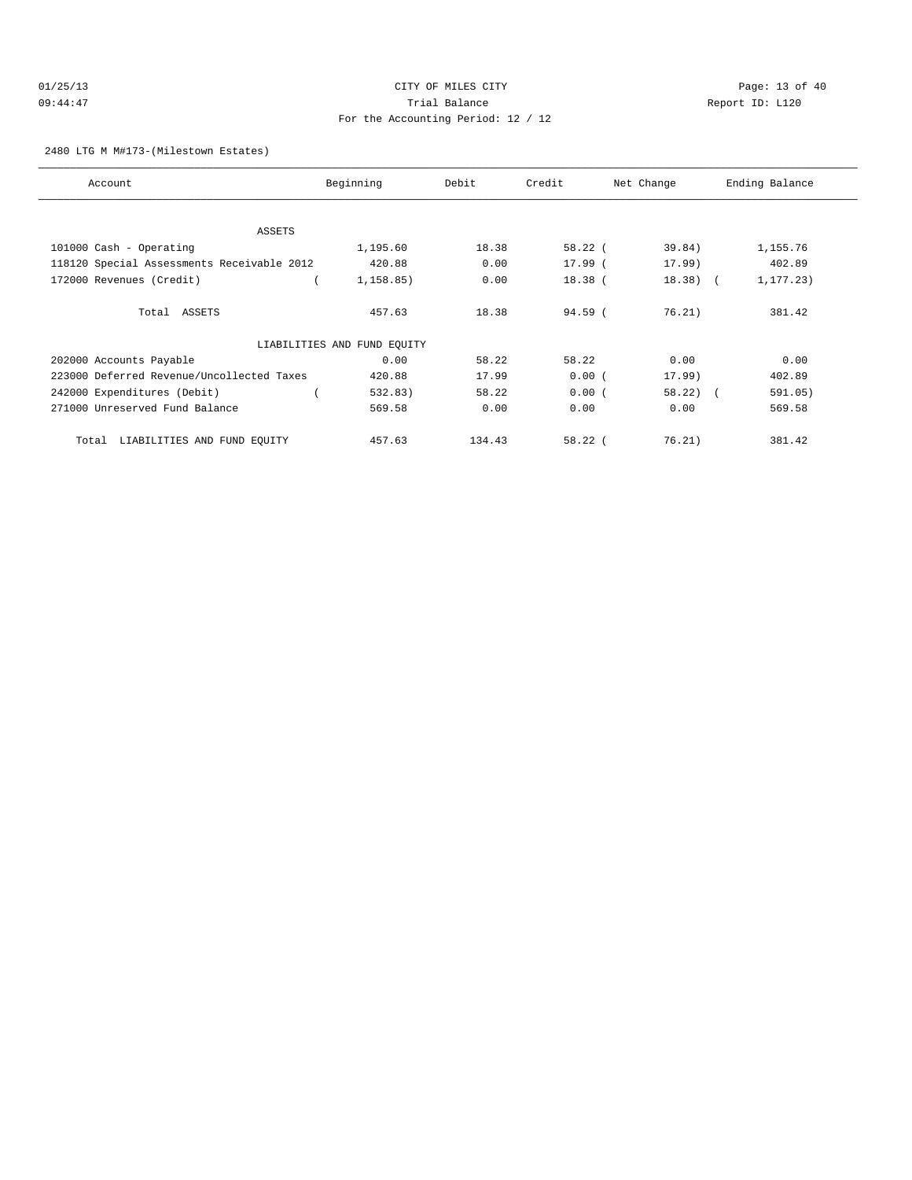01/25/13 CITY OF MILES CITY
09:44:47 Trial Balance Report ID: L120
For the Accounting Period: 12 / 12

2480 LTG M M#173-(Milestown Estates)

| Account | Beginning | Debit | Credit | Net Change | Ending Balance |
|---|---|---|---|---|---|
| ASSETS | | | | | |
| 101000 Cash - Operating | 1,195.60 | 18.38 | 58.22 | ( 39.84) | 1,155.76 |
| 118120 Special Assessments Receivable 2012 | 420.88 | 0.00 | 17.99 | ( 17.99) | 402.89 |
| 172000 Revenues (Credit) | ( 1,158.85) | 0.00 | 18.38 | ( 18.38) | ( 1,177.23) |
| Total ASSETS | 457.63 | 18.38 | 94.59 | ( 76.21) | 381.42 |
| LIABILITIES AND FUND EQUITY | | | | | |
| 202000 Accounts Payable | 0.00 | 58.22 | 58.22 | 0.00 | 0.00 |
| 223000 Deferred Revenue/Uncollected Taxes | 420.88 | 17.99 | 0.00 | ( 17.99) | 402.89 |
| 242000 Expenditures (Debit) | ( 532.83) | 58.22 | 0.00 | ( 58.22) | ( 591.05) |
| 271000 Unreserved Fund Balance | 569.58 | 0.00 | 0.00 | 0.00 | 569.58 |
| Total LIABILITIES AND FUND EQUITY | 457.63 | 134.43 | 58.22 | ( 76.21) | 381.42 |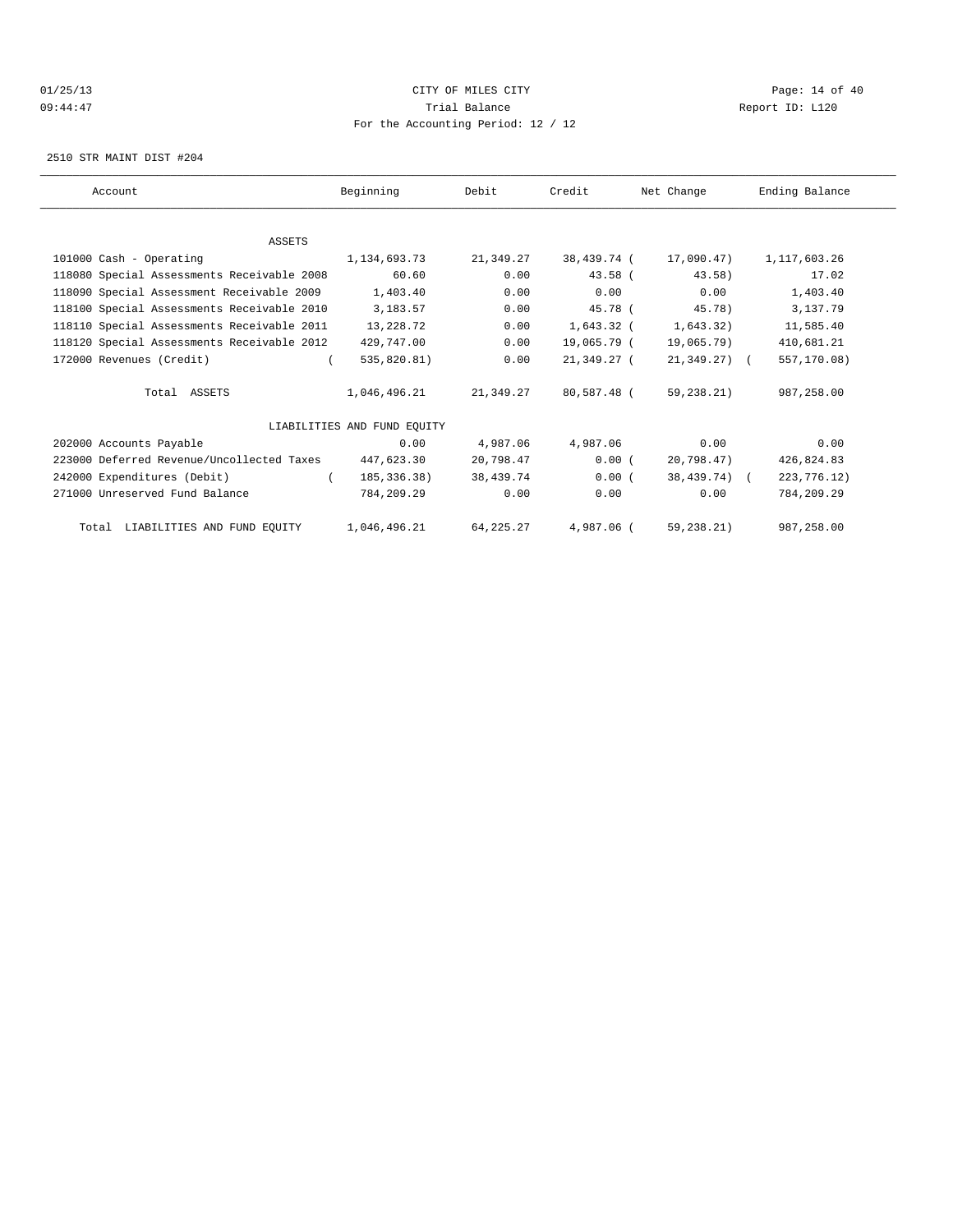01/25/13 CITY OF MILES CITY

09:44:47 Trial Balance Report ID: L120

For the Accounting Period: 12 / 12

2510 STR MAINT DIST #204

| Account | Beginning | Debit | Credit | Net Change | Ending Balance |
|---|---|---|---|---|---|
| ASSETS | | | | | |
| 101000 Cash - Operating | 1,134,693.73 | 21,349.27 | 38,439.74 | ( 17,090.47) | 1,117,603.26 |
| 118080 Special Assessments Receivable 2008 | 60.60 | 0.00 | 43.58 | ( 43.58) | 17.02 |
| 118090 Special Assessment Receivable 2009 | 1,403.40 | 0.00 | 0.00 | 0.00 | 1,403.40 |
| 118100 Special Assessments Receivable 2010 | 3,183.57 | 0.00 | 45.78 | ( 45.78) | 3,137.79 |
| 118110 Special Assessments Receivable 2011 | 13,228.72 | 0.00 | 1,643.32 | ( 1,643.32) | 11,585.40 |
| 118120 Special Assessments Receivable 2012 | 429,747.00 | 0.00 | 19,065.79 | ( 19,065.79) | 410,681.21 |
| 172000 Revenues (Credit) | ( 535,820.81) | 0.00 | 21,349.27 | ( 21,349.27) | ( 557,170.08) |
| Total ASSETS | 1,046,496.21 | 21,349.27 | 80,587.48 | ( 59,238.21) | 987,258.00 |
| LIABILITIES AND FUND EQUITY | | | | | |
| 202000 Accounts Payable | 0.00 | 4,987.06 | 4,987.06 | 0.00 | 0.00 |
| 223000 Deferred Revenue/Uncollected Taxes | 447,623.30 | 20,798.47 | 0.00 | ( 20,798.47) | 426,824.83 |
| 242000 Expenditures (Debit) | ( 185,336.38) | 38,439.74 | 0.00 | ( 38,439.74) | ( 223,776.12) |
| 271000 Unreserved Fund Balance | 784,209.29 | 0.00 | 0.00 | 0.00 | 784,209.29 |
| Total LIABILITIES AND FUND EQUITY | 1,046,496.21 | 64,225.27 | 4,987.06 | ( 59,238.21) | 987,258.00 |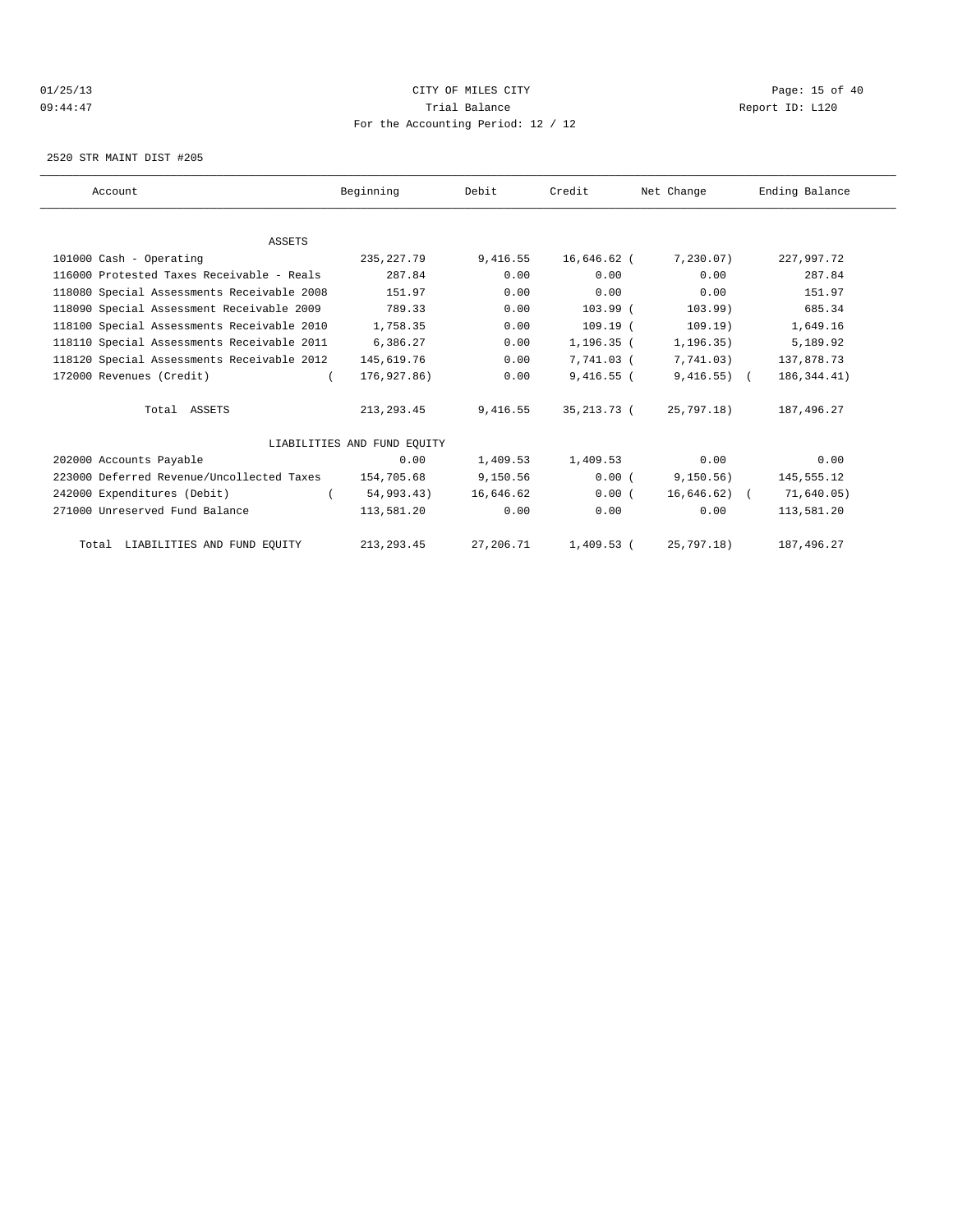01/25/13 CITY OF MILES CITY

09:44:47 Trial Balance Report ID: L120

For the Accounting Period: 12 / 12

2520 STR MAINT DIST #205

| Account | Beginning | Debit | Credit | Net Change | Ending Balance |
|---|---|---|---|---|---|
| ASSETS | | | | | |
| 101000 Cash - Operating | 235,227.79 | 9,416.55 | 16,646.62 | ( 7,230.07) | 227,997.72 |
| 116000 Protested Taxes Receivable - Reals | 287.84 | 0.00 | 0.00 | 0.00 | 287.84 |
| 118080 Special Assessments Receivable 2008 | 151.97 | 0.00 | 0.00 | 0.00 | 151.97 |
| 118090 Special Assessment Receivable 2009 | 789.33 | 0.00 | 103.99 | ( 103.99) | 685.34 |
| 118100 Special Assessments Receivable 2010 | 1,758.35 | 0.00 | 109.19 | ( 109.19) | 1,649.16 |
| 118110 Special Assessments Receivable 2011 | 6,386.27 | 0.00 | 1,196.35 | ( 1,196.35) | 5,189.92 |
| 118120 Special Assessments Receivable 2012 | 145,619.76 | 0.00 | 7,741.03 | ( 7,741.03) | 137,878.73 |
| 172000 Revenues (Credit) | ( 176,927.86) | 0.00 | 9,416.55 | ( 9,416.55) | ( 186,344.41) |
| Total ASSETS | 213,293.45 | 9,416.55 | 35,213.73 | ( 25,797.18) | 187,496.27 |
| LIABILITIES AND FUND EQUITY | | | | | |
| 202000 Accounts Payable | 0.00 | 1,409.53 | 1,409.53 | 0.00 | 0.00 |
| 223000 Deferred Revenue/Uncollected Taxes | 154,705.68 | 9,150.56 | 0.00 | ( 9,150.56) | 145,555.12 |
| 242000 Expenditures (Debit) | ( 54,993.43) | 16,646.62 | 0.00 | ( 16,646.62) | ( 71,640.05) |
| 271000 Unreserved Fund Balance | 113,581.20 | 0.00 | 0.00 | 0.00 | 113,581.20 |
| Total LIABILITIES AND FUND EQUITY | 213,293.45 | 27,206.71 | 1,409.53 | ( 25,797.18) | 187,496.27 |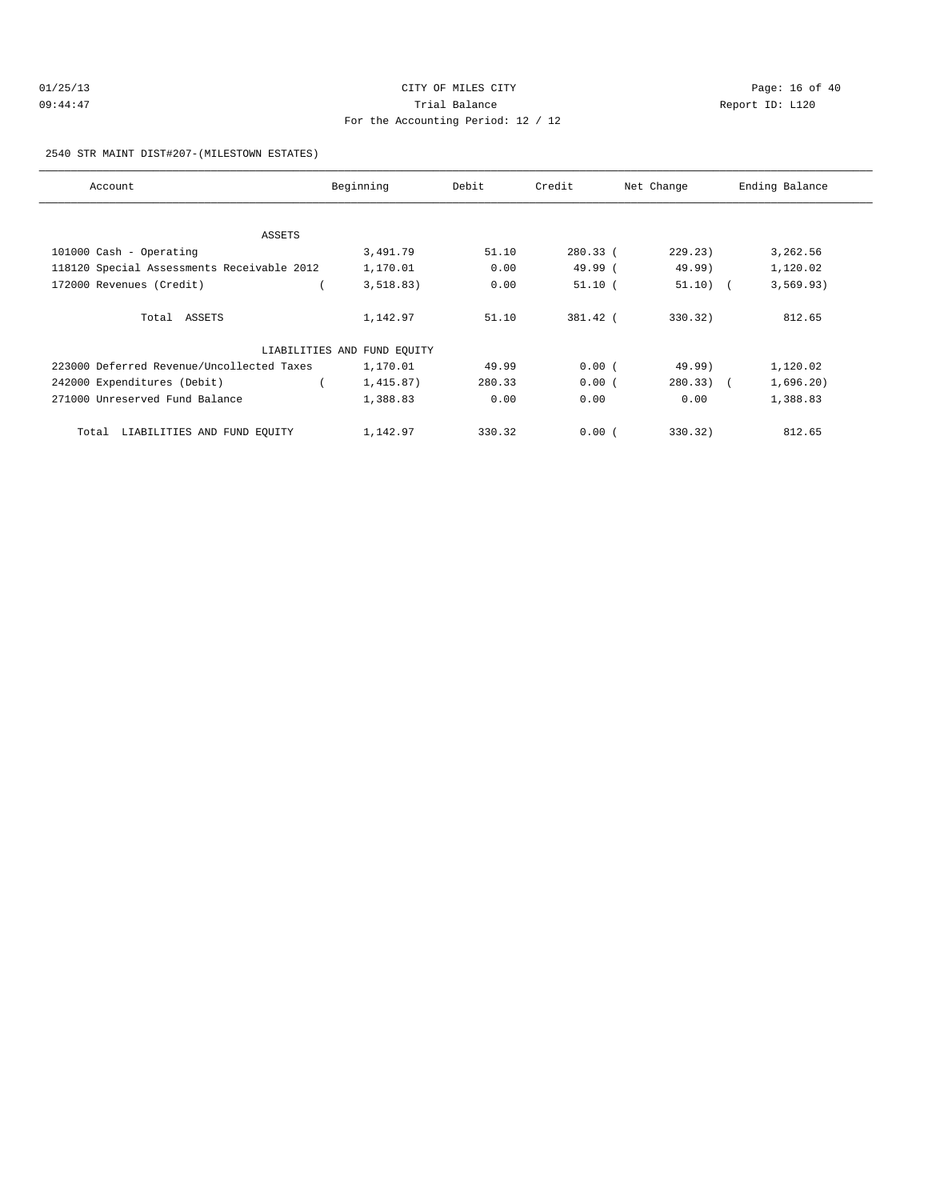CITY OF MILES CITY

Trial Balance

For the Accounting Period: 12 / 12

01/25/13 09:44:47 Report ID: L120

2540 STR MAINT DIST#207-(MILESTOWN ESTATES)

| Account | Beginning | Debit | Credit | Net Change | Ending Balance |
|---|---|---|---|---|---|
| ASSETS | | | | | |
| 101000 Cash - Operating | 3,491.79 | 51.10 | 280.33 | ( 229.23) | 3,262.56 |
| 118120 Special Assessments Receivable 2012 | 1,170.01 | 0.00 | 49.99 | ( 49.99) | 1,120.02 |
| 172000 Revenues (Credit) | ( 3,518.83) | 0.00 | 51.10 | ( 51.10) | ( 3,569.93) |
| Total ASSETS | 1,142.97 | 51.10 | 381.42 | ( 330.32) | 812.65 |
| LIABILITIES AND FUND EQUITY | | | | | |
| 223000 Deferred Revenue/Uncollected Taxes | 1,170.01 | 49.99 | 0.00 | ( 49.99) | 1,120.02 |
| 242000 Expenditures (Debit) | ( 1,415.87) | 280.33 | 0.00 | ( 280.33) | ( 1,696.20) |
| 271000 Unreserved Fund Balance | 1,388.83 | 0.00 | 0.00 | 0.00 | 1,388.83 |
| Total LIABILITIES AND FUND EQUITY | 1,142.97 | 330.32 | 0.00 | ( 330.32) | 812.65 |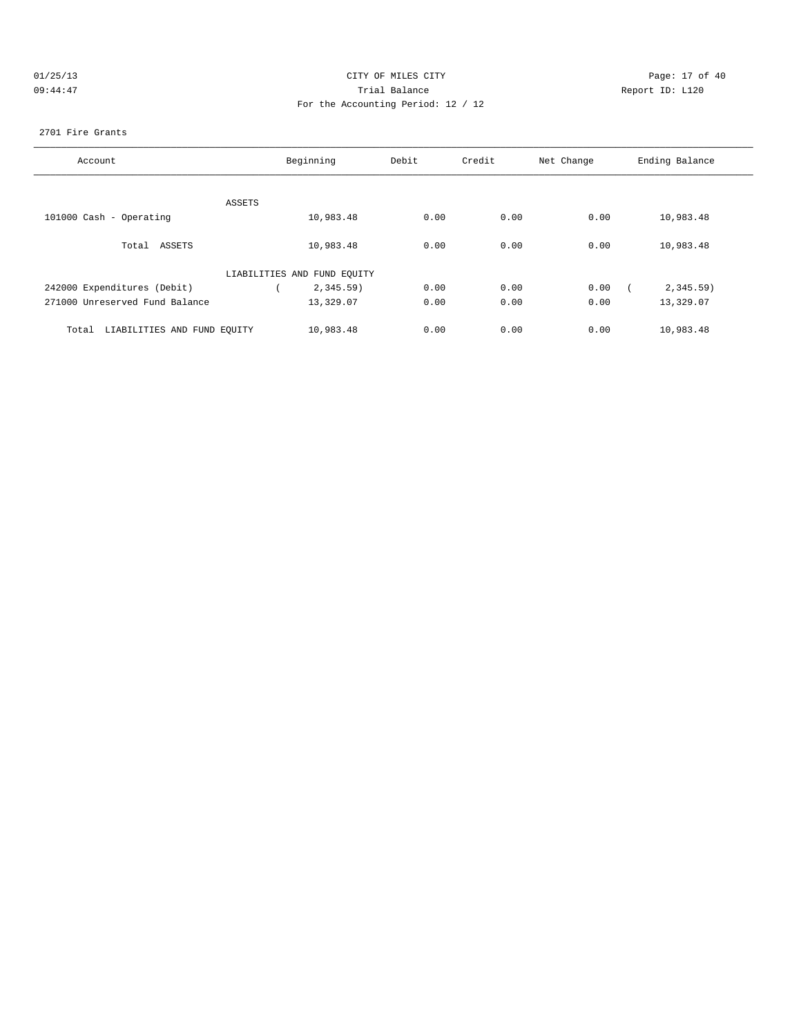CITY OF MILES CITY
Trial Balance
For the Accounting Period: 12 / 12

01/25/13
09:44:47

Report ID: L120

2701 Fire Grants

| Account | Beginning | Debit | Credit | Net Change | Ending Balance |
|---|---|---|---|---|---|
| ASSETS | | | | | |
| 101000 Cash - Operating | 10,983.48 | 0.00 | 0.00 | 0.00 | 10,983.48 |
| Total ASSETS | 10,983.48 | 0.00 | 0.00 | 0.00 | 10,983.48 |
| LIABILITIES AND FUND EQUITY | | | | | |
| 242000 Expenditures (Debit) | ( 2,345.59) | 0.00 | 0.00 | 0.00 | ( 2,345.59) |
| 271000 Unreserved Fund Balance | 13,329.07 | 0.00 | 0.00 | 0.00 | 13,329.07 |
| Total LIABILITIES AND FUND EQUITY | 10,983.48 | 0.00 | 0.00 | 0.00 | 10,983.48 |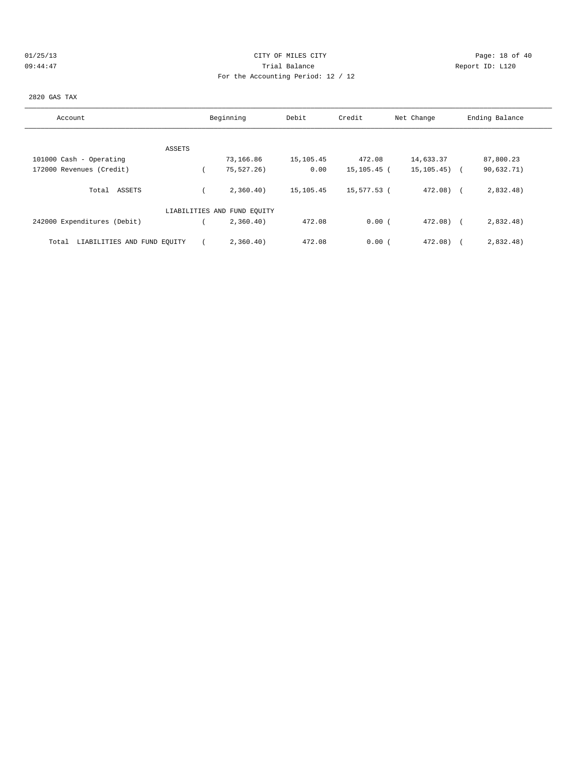CITY OF MILES CITY

Trial Balance

For the Accounting Period: 12 / 12

01/25/13
09:44:47

Report ID: L120

2820 GAS TAX

| Account | Beginning | Debit | Credit | Net Change | Ending Balance |
|---|---|---|---|---|---|
| ASSETS | | | | | |
| 101000 Cash - Operating | 73,166.86 | 15,105.45 | 472.08 | 14,633.37 | 87,800.23 |
| 172000 Revenues (Credit) | ( 75,527.26) | 0.00 | 15,105.45 | ( 15,105.45) | ( 90,632.71) |
| Total ASSETS | ( 2,360.40) | 15,105.45 | 15,577.53 | ( 472.08) | ( 2,832.48) |
| LIABILITIES AND FUND EQUITY | | | | | |
| 242000 Expenditures (Debit) | ( 2,360.40) | 472.08 | 0.00 | ( 472.08) | ( 2,832.48) |
| Total LIABILITIES AND FUND EQUITY | ( 2,360.40) | 472.08 | 0.00 | ( 472.08) | ( 2,832.48) |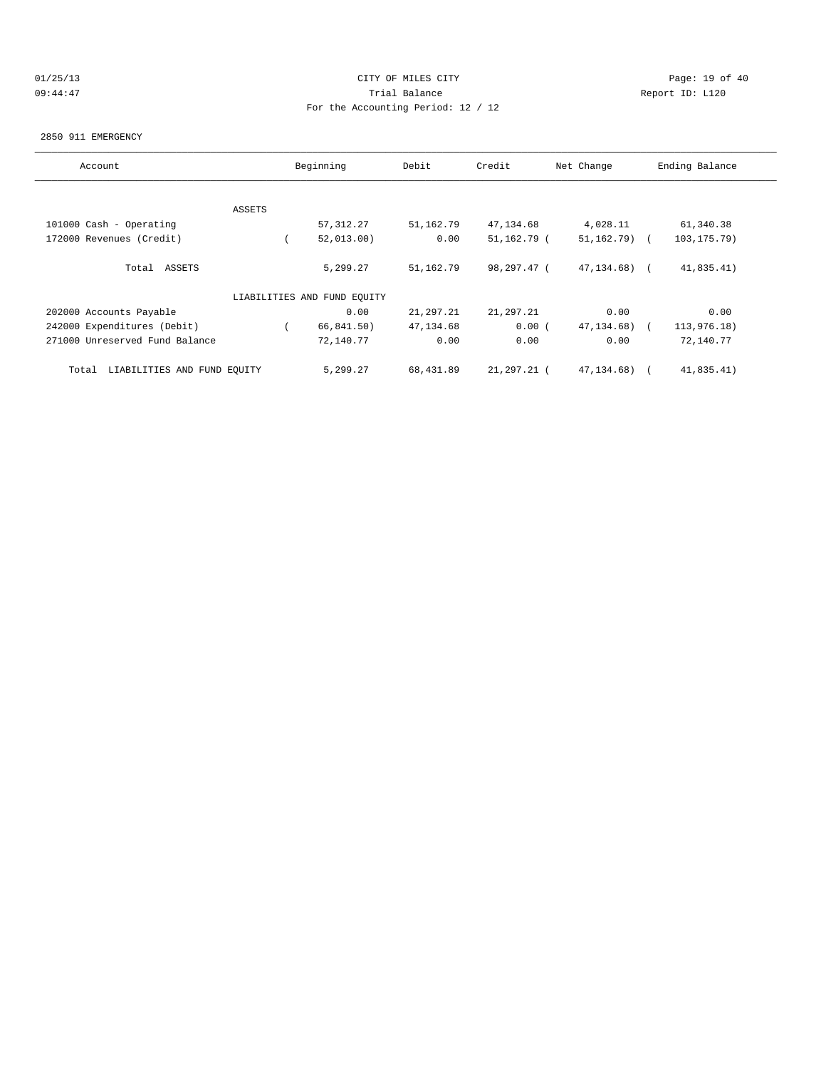CITY OF MILES CITY

Trial Balance

For the Accounting Period: 12 / 12

01/25/13
09:44:47

Report ID: L120

2850 911 EMERGENCY

| Account | Beginning | Debit | Credit | Net Change | Ending Balance |
|---|---|---|---|---|---|
| ASSETS | | | | | |
| 101000 Cash - Operating | 57,312.27 | 51,162.79 | 47,134.68 | 4,028.11 | 61,340.38 |
| 172000 Revenues (Credit) | ( 52,013.00) | 0.00 | 51,162.79 | ( 51,162.79) | ( 103,175.79) |
| Total ASSETS | 5,299.27 | 51,162.79 | 98,297.47 | ( 47,134.68) | ( 41,835.41) |
| LIABILITIES AND FUND EQUITY | | | | | |
| 202000 Accounts Payable | 0.00 | 21,297.21 | 21,297.21 | 0.00 | 0.00 |
| 242000 Expenditures (Debit) | ( 66,841.50) | 47,134.68 | 0.00 | ( 47,134.68) | ( 113,976.18) |
| 271000 Unreserved Fund Balance | 72,140.77 | 0.00 | 0.00 | 0.00 | 72,140.77 |
| Total LIABILITIES AND FUND EQUITY | 5,299.27 | 68,431.89 | 21,297.21 | ( 47,134.68) | ( 41,835.41) |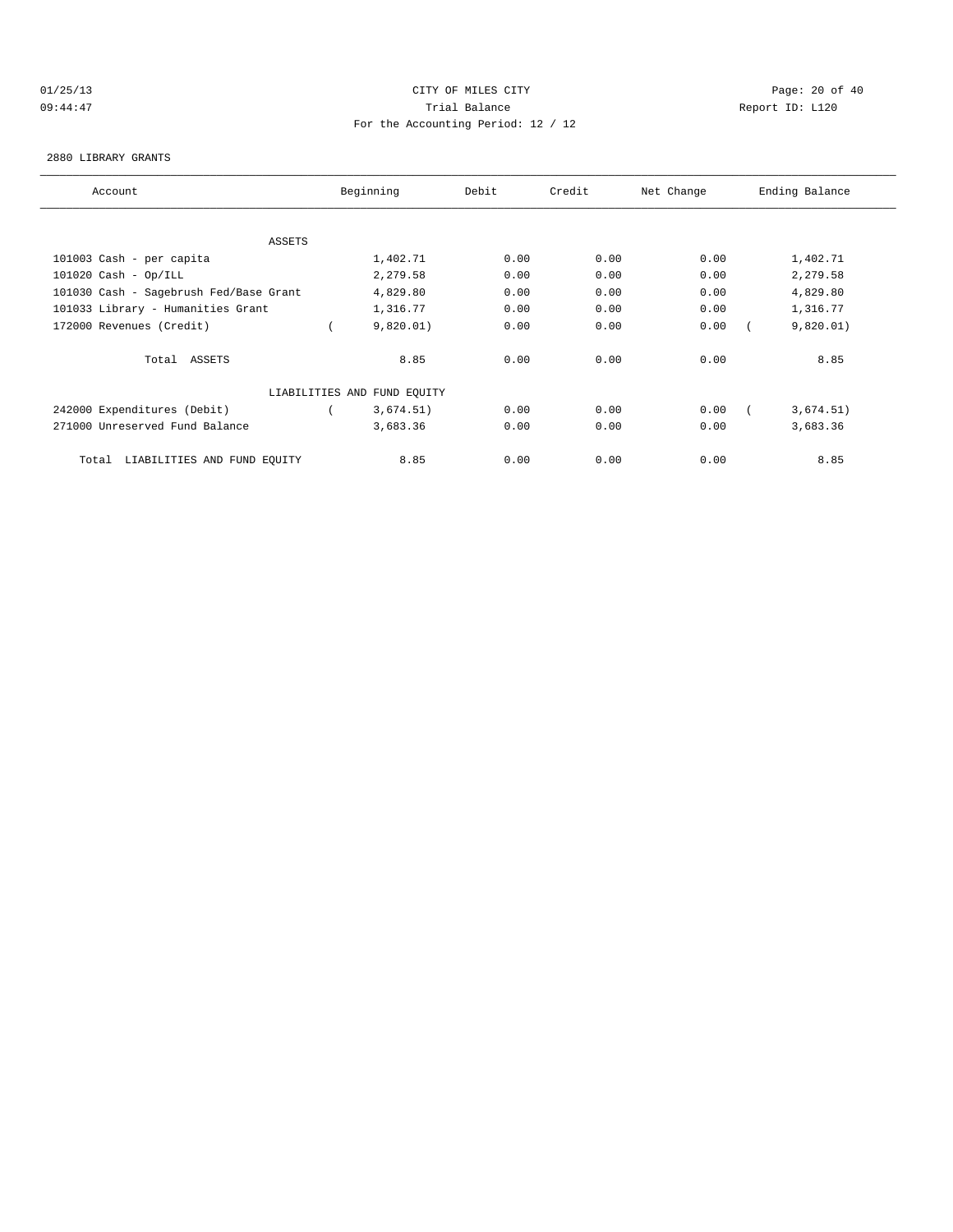01/25/13 CITY OF MILES CITY

09:44:47 Trial Balance Report ID: L120

For the Accounting Period: 12 / 12

2880 LIBRARY GRANTS

| Account | Beginning | Debit | Credit | Net Change | Ending Balance |
|---|---|---|---|---|---|
| ASSETS | | | | | |
| 101003 Cash - per capita | 1,402.71 | 0.00 | 0.00 | 0.00 | 1,402.71 |
| 101020 Cash - Op/ILL | 2,279.58 | 0.00 | 0.00 | 0.00 | 2,279.58 |
| 101030 Cash - Sagebrush Fed/Base Grant | 4,829.80 | 0.00 | 0.00 | 0.00 | 4,829.80 |
| 101033 Library - Humanities Grant | 1,316.77 | 0.00 | 0.00 | 0.00 | 1,316.77 |
| 172000 Revenues (Credit) | ( 9,820.01) | 0.00 | 0.00 | 0.00 | ( 9,820.01) |
| Total ASSETS | 8.85 | 0.00 | 0.00 | 0.00 | 8.85 |
| LIABILITIES AND FUND EQUITY | | | | | |
| 242000 Expenditures (Debit) | ( 3,674.51) | 0.00 | 0.00 | 0.00 | ( 3,674.51) |
| 271000 Unreserved Fund Balance | 3,683.36 | 0.00 | 0.00 | 0.00 | 3,683.36 |
| Total LIABILITIES AND FUND EQUITY | 8.85 | 0.00 | 0.00 | 0.00 | 8.85 |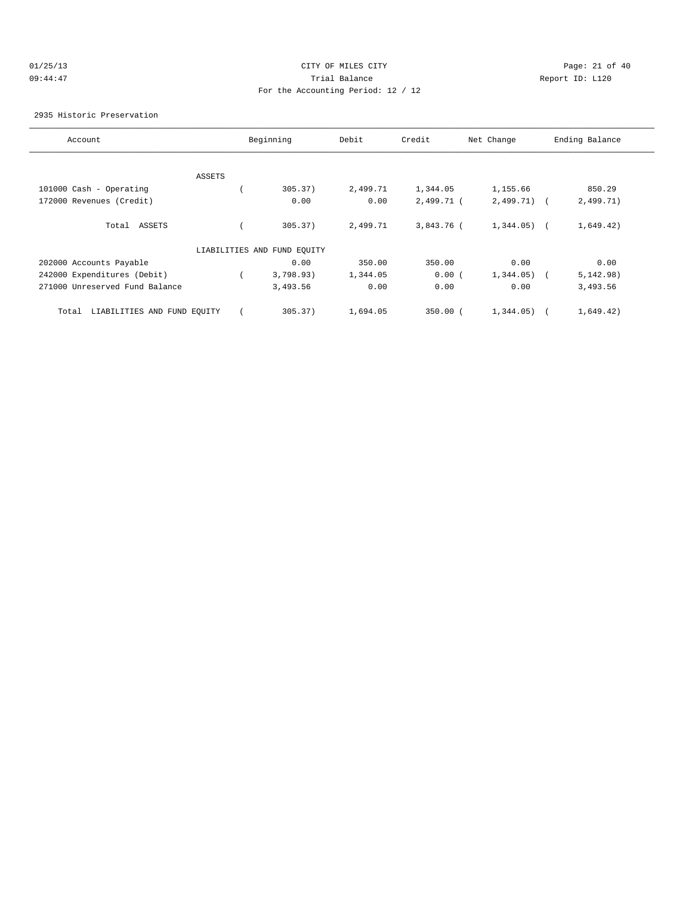01/25/13 CITY OF MILES CITY

09:44:47 Trial Balance Report ID: L120

For the Accounting Period: 12 / 12

2935 Historic Preservation

| Account | Beginning | Debit | Credit | Net Change | Ending Balance |
|---|---|---|---|---|---|
| ASSETS | | | | | |
| 101000 Cash - Operating | ( 305.37) | 2,499.71 | 1,344.05 | 1,155.66 | 850.29 |
| 172000 Revenues (Credit) | 0.00 | 0.00 | 2,499.71 | ( 2,499.71) | ( 2,499.71) |
| Total ASSETS | ( 305.37) | 2,499.71 | 3,843.76 | ( 1,344.05) | ( 1,649.42) |
| LIABILITIES AND FUND EQUITY | | | | | |
| 202000 Accounts Payable | 0.00 | 350.00 | 350.00 | 0.00 | 0.00 |
| 242000 Expenditures (Debit) | ( 3,798.93) | 1,344.05 | 0.00 | ( 1,344.05) | ( 5,142.98) |
| 271000 Unreserved Fund Balance | 3,493.56 | 0.00 | 0.00 | 0.00 | 3,493.56 |
| Total LIABILITIES AND FUND EQUITY | ( 305.37) | 1,694.05 | 350.00 | ( 1,344.05) | ( 1,649.42) |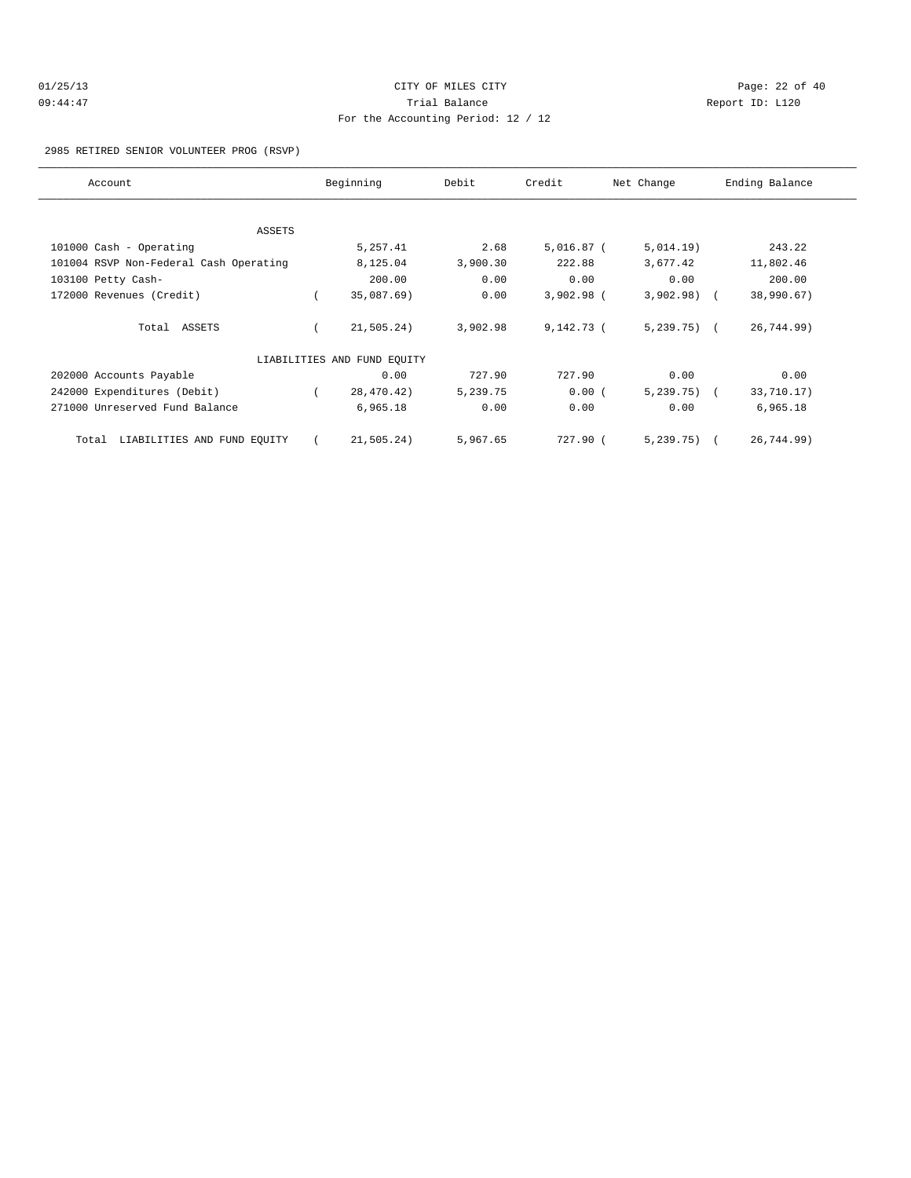CITY OF MILES CITY

Trial Balance

For the Accounting Period: 12 / 12

01/25/13 09:44:47 Report ID: L120

2985 RETIRED SENIOR VOLUNTEER PROG (RSVP)

| Account | Beginning | Debit | Credit | Net Change | Ending Balance |
|---|---|---|---|---|---|
| ASSETS | | | | | |
| 101000 Cash - Operating | 5,257.41 | 2.68 | 5,016.87 | ( 5,014.19) | 243.22 |
| 101004 RSVP Non-Federal Cash Operating | 8,125.04 | 3,900.30 | 222.88 | 3,677.42 | 11,802.46 |
| 103100 Petty Cash- | 200.00 | 0.00 | 0.00 | 0.00 | 200.00 |
| 172000 Revenues (Credit) | ( 35,087.69) | 0.00 | 3,902.98 | ( 3,902.98) | ( 38,990.67) |
| Total ASSETS | ( 21,505.24) | 3,902.98 | 9,142.73 | ( 5,239.75) | ( 26,744.99) |
| LIABILITIES AND FUND EQUITY | | | | | |
| 202000 Accounts Payable | 0.00 | 727.90 | 727.90 | 0.00 | 0.00 |
| 242000 Expenditures (Debit) | ( 28,470.42) | 5,239.75 | 0.00 | ( 5,239.75) | ( 33,710.17) |
| 271000 Unreserved Fund Balance | 6,965.18 | 0.00 | 0.00 | 0.00 | 6,965.18 |
| Total LIABILITIES AND FUND EQUITY | ( 21,505.24) | 5,967.65 | 727.90 | ( 5,239.75) | ( 26,744.99) |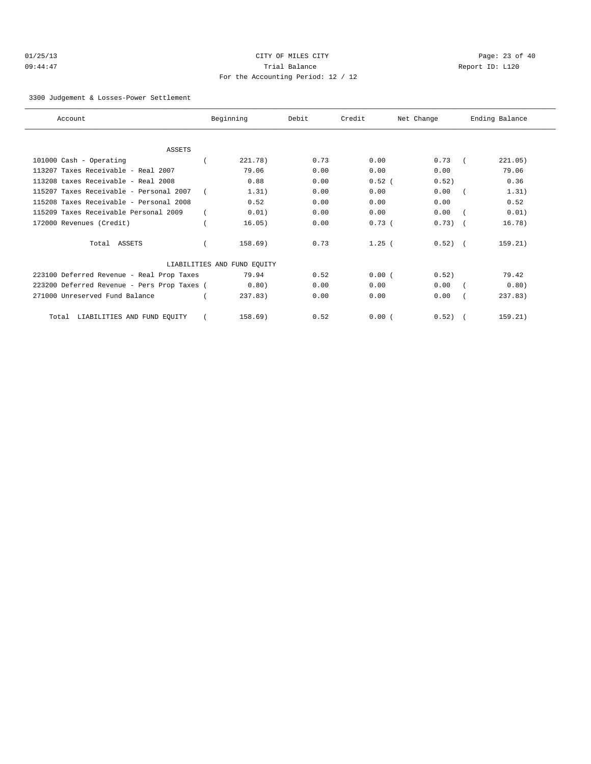CITY OF MILES CITY
Trial Balance
For the Accounting Period: 12 / 12

01/25/13
09:44:47

Report ID: L120

3300 Judgement & Losses-Power Settlement

| Account | Beginning | Debit | Credit | Net Change | Ending Balance |
|---|---|---|---|---|---|
| ASSETS | | | | | |
| 101000 Cash - Operating | ( 221.78) | 0.73 | 0.00 | 0.73 | ( 221.05) |
| 113207 Taxes Receivable - Real 2007 | 79.06 | 0.00 | 0.00 | 0.00 | 79.06 |
| 113208 taxes Receivable - Real 2008 | 0.88 | 0.00 | 0.52 | ( 0.52) | 0.36 |
| 115207 Taxes Receivable - Personal 2007 | ( 1.31) | 0.00 | 0.00 | 0.00 | ( 1.31) |
| 115208 Taxes Receivable - Personal 2008 | 0.52 | 0.00 | 0.00 | 0.00 | 0.52 |
| 115209 Taxes Receivable Personal 2009 | ( 0.01) | 0.00 | 0.00 | 0.00 | ( 0.01) |
| 172000 Revenues (Credit) | ( 16.05) | 0.00 | 0.73 | ( 0.73) | ( 16.78) |
| Total ASSETS | ( 158.69) | 0.73 | 1.25 | ( 0.52) | ( 159.21) |
| LIABILITIES AND FUND EQUITY | | | | | |
| 223100 Deferred Revenue - Real Prop Taxes | 79.94 | 0.52 | 0.00 | ( 0.52) | 79.42 |
| 223200 Deferred Revenue - Pers Prop Taxes | ( 0.80) | 0.00 | 0.00 | 0.00 | ( 0.80) |
| 271000 Unreserved Fund Balance | ( 237.83) | 0.00 | 0.00 | 0.00 | ( 237.83) |
| Total LIABILITIES AND FUND EQUITY | ( 158.69) | 0.52 | 0.00 | ( 0.52) | ( 159.21) |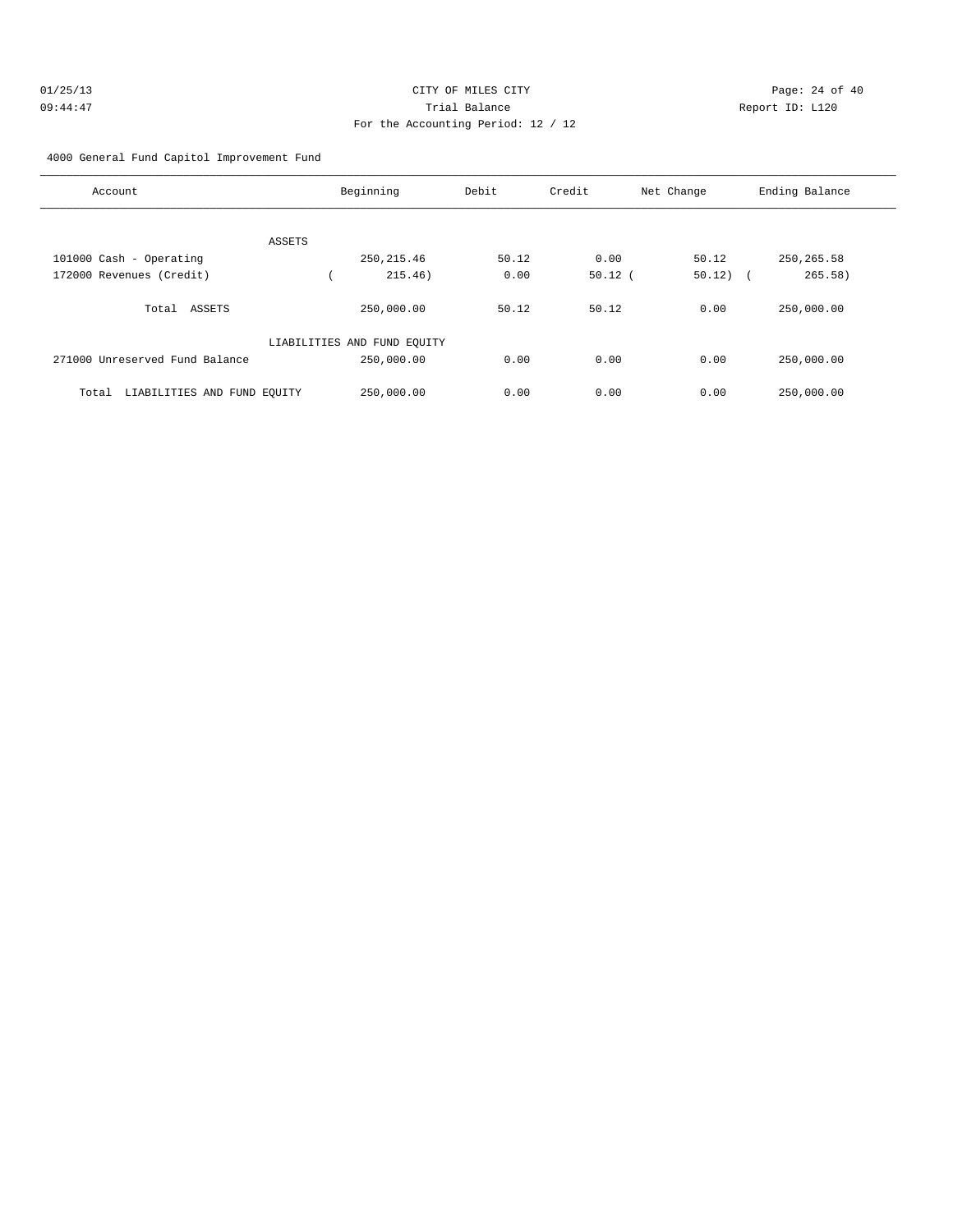CITY OF MILES CITY
Trial Balance
For the Accounting Period: 12 / 12

01/25/13
09:44:47

Report ID: L120

4000 General Fund Capitol Improvement Fund

| Account | Beginning | Debit | Credit | Net Change | Ending Balance |
|---|---|---|---|---|---|
| ASSETS | | | | | |
| 101000 Cash - Operating | 250,215.46 | 50.12 | 0.00 | 50.12 | 250,265.58 |
| 172000 Revenues (Credit) | ( 215.46) | 0.00 | 50.12 | ( 50.12) | ( 265.58) |
| Total ASSETS | 250,000.00 | 50.12 | 50.12 | 0.00 | 250,000.00 |
| LIABILITIES AND FUND EQUITY | | | | | |
| 271000 Unreserved Fund Balance | 250,000.00 | 0.00 | 0.00 | 0.00 | 250,000.00 |
| Total LIABILITIES AND FUND EQUITY | 250,000.00 | 0.00 | 0.00 | 0.00 | 250,000.00 |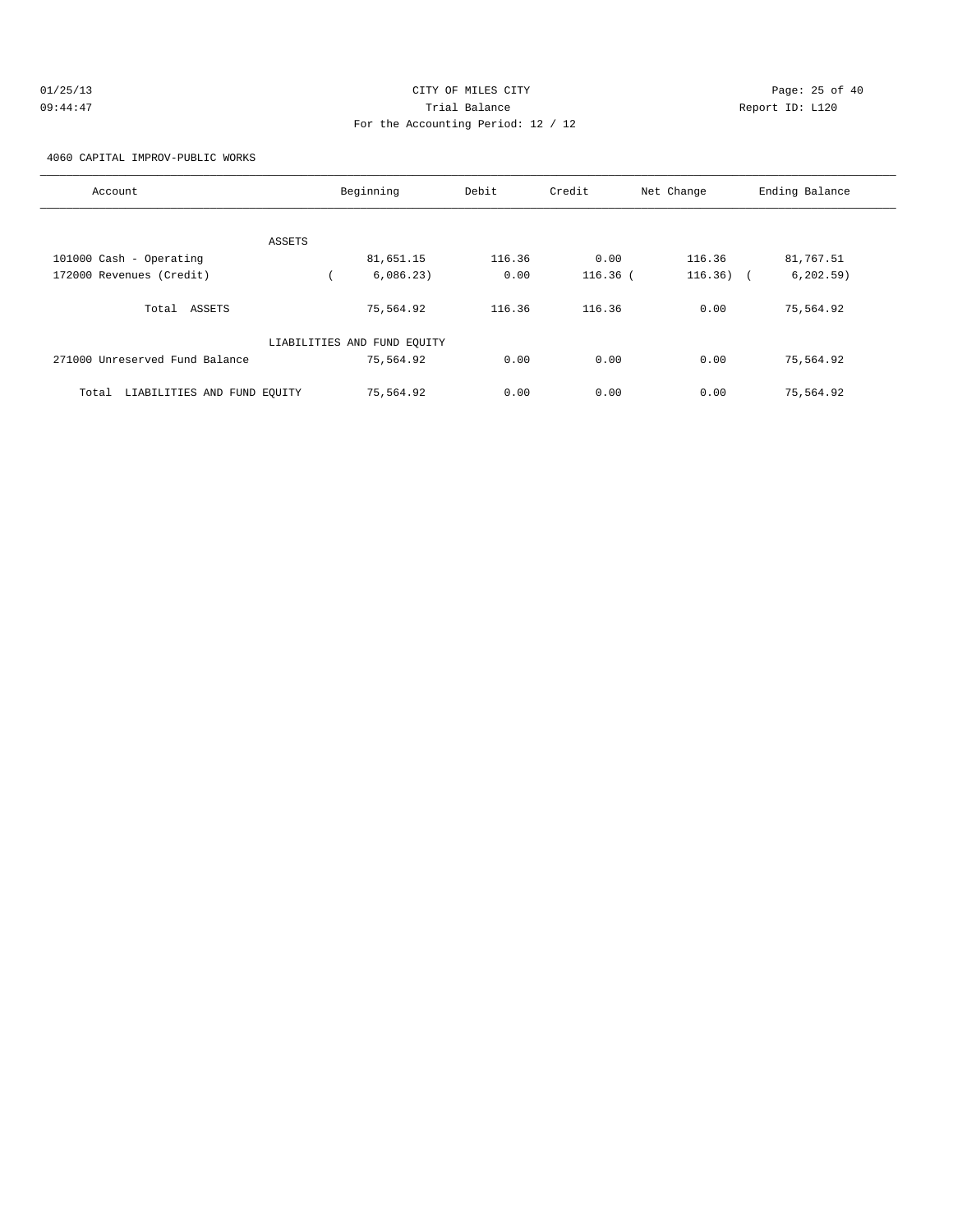01/25/13 CITY OF MILES CITY
09:44:47 Trial Balance Report ID: L120
For the Accounting Period: 12 / 12

4060 CAPITAL IMPROV-PUBLIC WORKS

| Account | Beginning | Debit | Credit | Net Change | Ending Balance |
|---|---|---|---|---|---|
| ASSETS | | | | | |
| 101000 Cash - Operating | 81,651.15 | 116.36 | 0.00 | 116.36 | 81,767.51 |
| 172000 Revenues (Credit) | ( 6,086.23) | 0.00 | 116.36 | ( 116.36) | ( 6,202.59) |
| Total ASSETS | 75,564.92 | 116.36 | 116.36 | 0.00 | 75,564.92 |
| LIABILITIES AND FUND EQUITY | | | | | |
| 271000 Unreserved Fund Balance | 75,564.92 | 0.00 | 0.00 | 0.00 | 75,564.92 |
| Total LIABILITIES AND FUND EQUITY | 75,564.92 | 0.00 | 0.00 | 0.00 | 75,564.92 |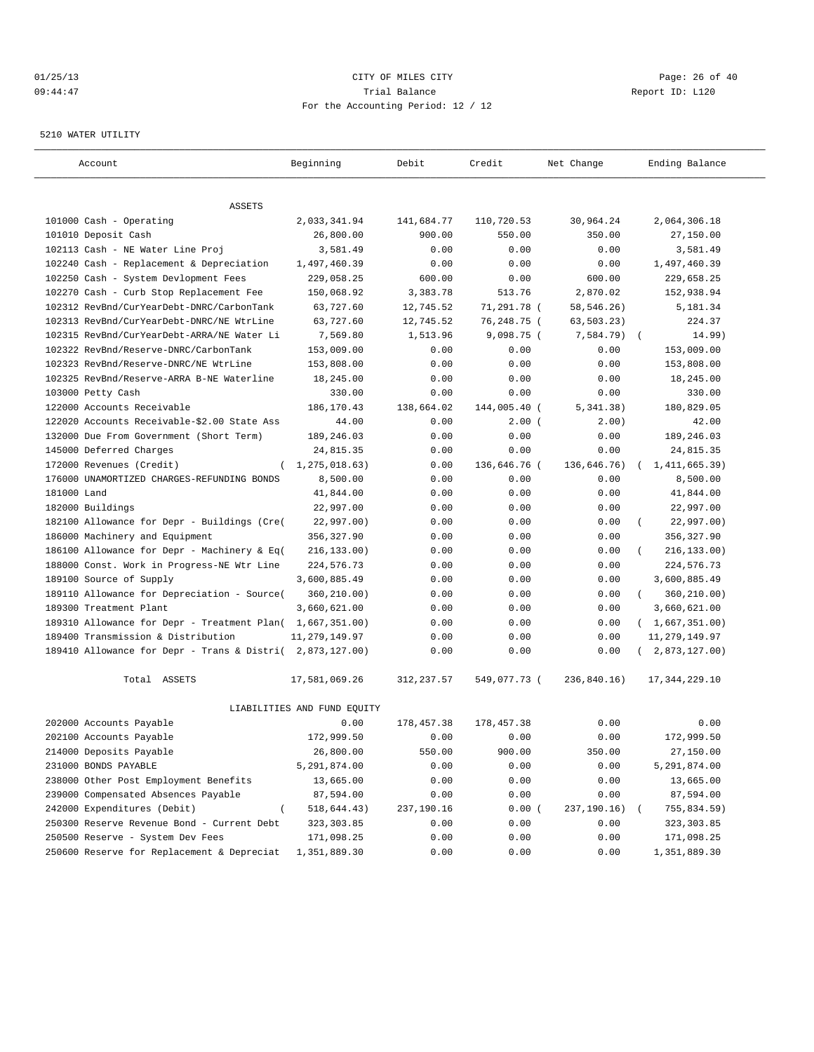01/25/13 CITY OF MILES CITY
09:44:47 Trial Balance Report ID: L120
For the Accounting Period: 12 / 12

5210 WATER UTILITY

| Account | Beginning | Debit | Credit | Net Change | Ending Balance |
|---|---|---|---|---|---|
| ASSETS | | | | | |
| 101000 Cash - Operating | 2,033,341.94 | 141,684.77 | 110,720.53 | 30,964.24 | 2,064,306.18 |
| 101010 Deposit Cash | 26,800.00 | 900.00 | 550.00 | 350.00 | 27,150.00 |
| 102113 Cash - NE Water Line Proj | 3,581.49 | 0.00 | 0.00 | 0.00 | 3,581.49 |
| 102240 Cash - Replacement & Depreciation | 1,497,460.39 | 0.00 | 0.00 | 0.00 | 1,497,460.39 |
| 102250 Cash - System Devlopment Fees | 229,058.25 | 600.00 | 0.00 | 600.00 | 229,658.25 |
| 102270 Cash - Curb Stop Replacement Fee | 150,068.92 | 3,383.78 | 513.76 | 2,870.02 | 152,938.94 |
| 102312 RevBnd/CurYearDebt-DNRC/CarbonTank | 63,727.60 | 12,745.52 | 71,291.78 | ( 58,546.26) | 5,181.34 |
| 102313 RevBnd/CurYearDebt-DNRC/NE WtrLine | 63,727.60 | 12,745.52 | 76,248.75 | ( 63,503.23) | 224.37 |
| 102315 RevBnd/CurYearDebt-ARRA/NE Water Li | 7,569.80 | 1,513.96 | 9,098.75 | ( 7,584.79) | ( 14.99) |
| 102322 RevBnd/Reserve-DNRC/CarbonTank | 153,009.00 | 0.00 | 0.00 | 0.00 | 153,009.00 |
| 102323 RevBnd/Reserve-DNRC/NE WtrLine | 153,808.00 | 0.00 | 0.00 | 0.00 | 153,808.00 |
| 102325 RevBnd/Reserve-ARRA B-NE Waterline | 18,245.00 | 0.00 | 0.00 | 0.00 | 18,245.00 |
| 103000 Petty Cash | 330.00 | 0.00 | 0.00 | 0.00 | 330.00 |
| 122000 Accounts Receivable | 186,170.43 | 138,664.02 | 144,005.40 | ( 5,341.38) | 180,829.05 |
| 122020 Accounts Receivable-$2.00 State Ass | 44.00 | 0.00 | 2.00 | ( 2.00) | 42.00 |
| 132000 Due From Government (Short Term) | 189,246.03 | 0.00 | 0.00 | 0.00 | 189,246.03 |
| 145000 Deferred Charges | 24,815.35 | 0.00 | 0.00 | 0.00 | 24,815.35 |
| 172000 Revenues (Credit) | ( 1,275,018.63) | 0.00 | 136,646.76 | ( 136,646.76) | ( 1,411,665.39) |
| 176000 UNAMORTIZED CHARGES-REFUNDING BONDS | 8,500.00 | 0.00 | 0.00 | 0.00 | 8,500.00 |
| 181000 Land | 41,844.00 | 0.00 | 0.00 | 0.00 | 41,844.00 |
| 182000 Buildings | 22,997.00 | 0.00 | 0.00 | 0.00 | 22,997.00 |
| 182100 Allowance for Depr - Buildings (Cre( | 22,997.00) | 0.00 | 0.00 | 0.00 | ( 22,997.00) |
| 186000 Machinery and Equipment | 356,327.90 | 0.00 | 0.00 | 0.00 | 356,327.90 |
| 186100 Allowance for Depr - Machinery & Eq( | 216,133.00) | 0.00 | 0.00 | 0.00 | ( 216,133.00) |
| 188000 Const. Work in Progress-NE Wtr Line | 224,576.73 | 0.00 | 0.00 | 0.00 | 224,576.73 |
| 189100 Source of Supply | 3,600,885.49 | 0.00 | 0.00 | 0.00 | 3,600,885.49 |
| 189110 Allowance for Depreciation - Source( | 360,210.00) | 0.00 | 0.00 | 0.00 | ( 360,210.00) |
| 189300 Treatment Plant | 3,660,621.00 | 0.00 | 0.00 | 0.00 | 3,660,621.00 |
| 189310 Allowance for Depr - Treatment Plan( | 1,667,351.00) | 0.00 | 0.00 | 0.00 | ( 1,667,351.00) |
| 189400 Transmission & Distribution | 11,279,149.97 | 0.00 | 0.00 | 0.00 | 11,279,149.97 |
| 189410 Allowance for Depr - Trans & Distri( | 2,873,127.00) | 0.00 | 0.00 | 0.00 | ( 2,873,127.00) |
| Total ASSETS | 17,581,069.26 | 312,237.57 | 549,077.73 | ( 236,840.16) | 17,344,229.10 |
| LIABILITIES AND FUND EQUITY | | | | | |
| 202000 Accounts Payable | 0.00 | 178,457.38 | 178,457.38 | 0.00 | 0.00 |
| 202100 Accounts Payable | 172,999.50 | 0.00 | 0.00 | 0.00 | 172,999.50 |
| 214000 Deposits Payable | 26,800.00 | 550.00 | 900.00 | 350.00 | 27,150.00 |
| 231000 BONDS PAYABLE | 5,291,874.00 | 0.00 | 0.00 | 0.00 | 5,291,874.00 |
| 238000 Other Post Employment Benefits | 13,665.00 | 0.00 | 0.00 | 0.00 | 13,665.00 |
| 239000 Compensated Absences Payable | 87,594.00 | 0.00 | 0.00 | 0.00 | 87,594.00 |
| 242000 Expenditures (Debit) | ( 518,644.43) | 237,190.16 | 0.00 | ( 237,190.16) | ( 755,834.59) |
| 250300 Reserve Revenue Bond - Current Debt | 323,303.85 | 0.00 | 0.00 | 0.00 | 323,303.85 |
| 250500 Reserve - System Dev Fees | 171,098.25 | 0.00 | 0.00 | 0.00 | 171,098.25 |
| 250600 Reserve for Replacement & Depreciat | 1,351,889.30 | 0.00 | 0.00 | 0.00 | 1,351,889.30 |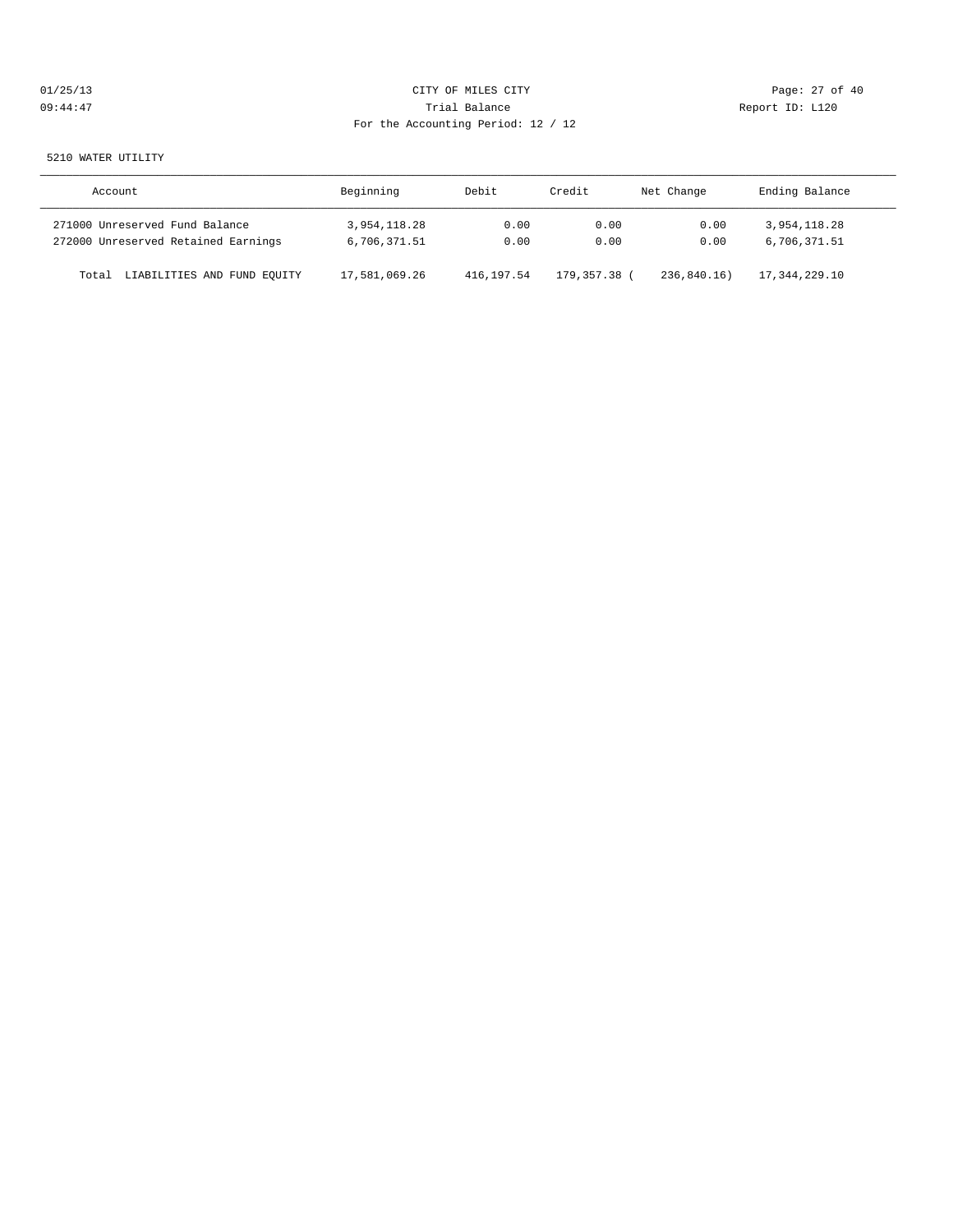CITY OF MILES CITY

Trial Balance

For the Accounting Period: 12 / 12

5210 WATER UTILITY

| Account | Beginning | Debit | Credit | Net Change | Ending Balance |
|---|---|---|---|---|---|
| 271000 Unreserved Fund Balance | 3,954,118.28 | 0.00 | 0.00 | 0.00 | 3,954,118.28 |
| 272000 Unreserved Retained Earnings | 6,706,371.51 | 0.00 | 0.00 | 0.00 | 6,706,371.51 |
| Total LIABILITIES AND FUND EQUITY | 17,581,069.26 | 416,197.54 | 179,357.38 | ( 236,840.16) | 17,344,229.10 |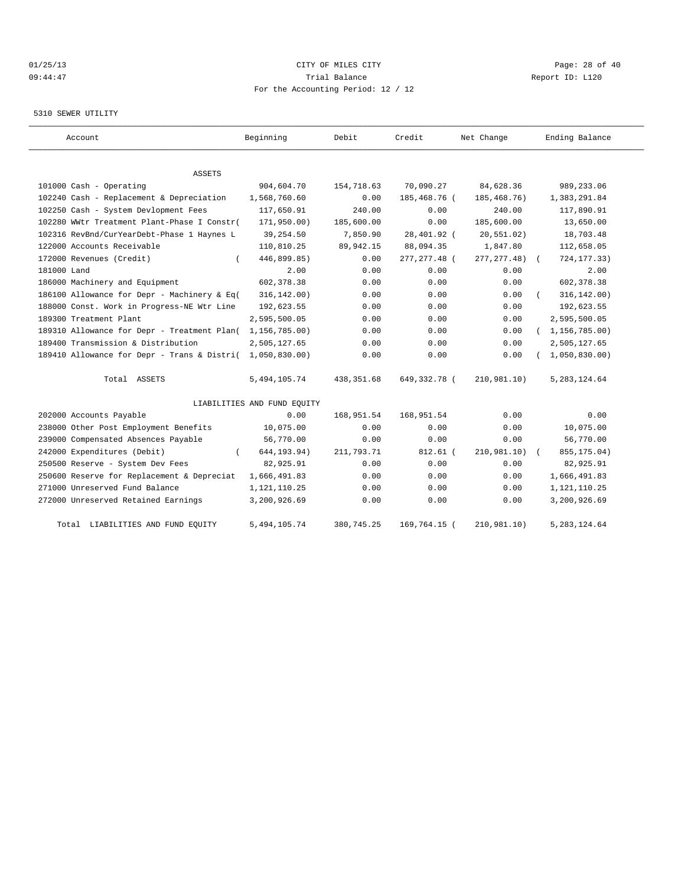CITY OF MILES CITY

Trial Balance

For the Accounting Period: 12 / 12

01/25/13
09:44:47

Report ID: L120

5310 SEWER UTILITY

| Account | Beginning | Debit | Credit | Net Change | Ending Balance |
|---|---|---|---|---|---|
| ASSETS | | | | | |
| 101000 Cash - Operating | 904,604.70 | 154,718.63 | 70,090.27 | 84,628.36 | 989,233.06 |
| 102240 Cash - Replacement & Depreciation | 1,568,760.60 | 0.00 | 185,468.76 | (185,468.76) | 1,383,291.84 |
| 102250 Cash - System Devlopment Fees | 117,650.91 | 240.00 | 0.00 | 240.00 | 117,890.91 |
| 102280 WWtr Treatment Plant-Phase I Constr | (171,950.00) | 185,600.00 | 0.00 | 185,600.00 | 13,650.00 |
| 102316 RevBnd/CurYearDebt-Phase 1 Haynes L | 39,254.50 | 7,850.90 | 28,401.92 | (20,551.02) | 18,703.48 |
| 122000 Accounts Receivable | 110,810.25 | 89,942.15 | 88,094.35 | 1,847.80 | 112,658.05 |
| 172000 Revenues (Credit) | (446,899.85) | 0.00 | 277,277.48 | (277,277.48) | (724,177.33) |
| 181000 Land | 2.00 | 0.00 | 0.00 | 0.00 | 2.00 |
| 186000 Machinery and Equipment | 602,378.38 | 0.00 | 0.00 | 0.00 | 602,378.38 |
| 186100 Allowance for Depr - Machinery & Eq | (316,142.00) | 0.00 | 0.00 | 0.00 | (316,142.00) |
| 188000 Const. Work in Progress-NE Wtr Line | 192,623.55 | 0.00 | 0.00 | 0.00 | 192,623.55 |
| 189300 Treatment Plant | 2,595,500.05 | 0.00 | 0.00 | 0.00 | 2,595,500.05 |
| 189310 Allowance for Depr - Treatment Plan | (1,156,785.00) | 0.00 | 0.00 | 0.00 | (1,156,785.00) |
| 189400 Transmission & Distribution | 2,505,127.65 | 0.00 | 0.00 | 0.00 | 2,505,127.65 |
| 189410 Allowance for Depr - Trans & Distri | (1,050,830.00) | 0.00 | 0.00 | 0.00 | (1,050,830.00) |
| Total ASSETS | 5,494,105.74 | 438,351.68 | 649,332.78 | (210,981.10) | 5,283,124.64 |
| LIABILITIES AND FUND EQUITY | | | | | |
| 202000 Accounts Payable | 0.00 | 168,951.54 | 168,951.54 | 0.00 | 0.00 |
| 238000 Other Post Employment Benefits | 10,075.00 | 0.00 | 0.00 | 0.00 | 10,075.00 |
| 239000 Compensated Absences Payable | 56,770.00 | 0.00 | 0.00 | 0.00 | 56,770.00 |
| 242000 Expenditures (Debit) | (644,193.94) | 211,793.71 | 812.61 | (210,981.10) | (855,175.04) |
| 250500 Reserve - System Dev Fees | 82,925.91 | 0.00 | 0.00 | 0.00 | 82,925.91 |
| 250600 Reserve for Replacement & Depreciat | 1,666,491.83 | 0.00 | 0.00 | 0.00 | 1,666,491.83 |
| 271000 Unreserved Fund Balance | 1,121,110.25 | 0.00 | 0.00 | 0.00 | 1,121,110.25 |
| 272000 Unreserved Retained Earnings | 3,200,926.69 | 0.00 | 0.00 | 0.00 | 3,200,926.69 |
| Total LIABILITIES AND FUND EQUITY | 5,494,105.74 | 380,745.25 | 169,764.15 | (210,981.10) | 5,283,124.64 |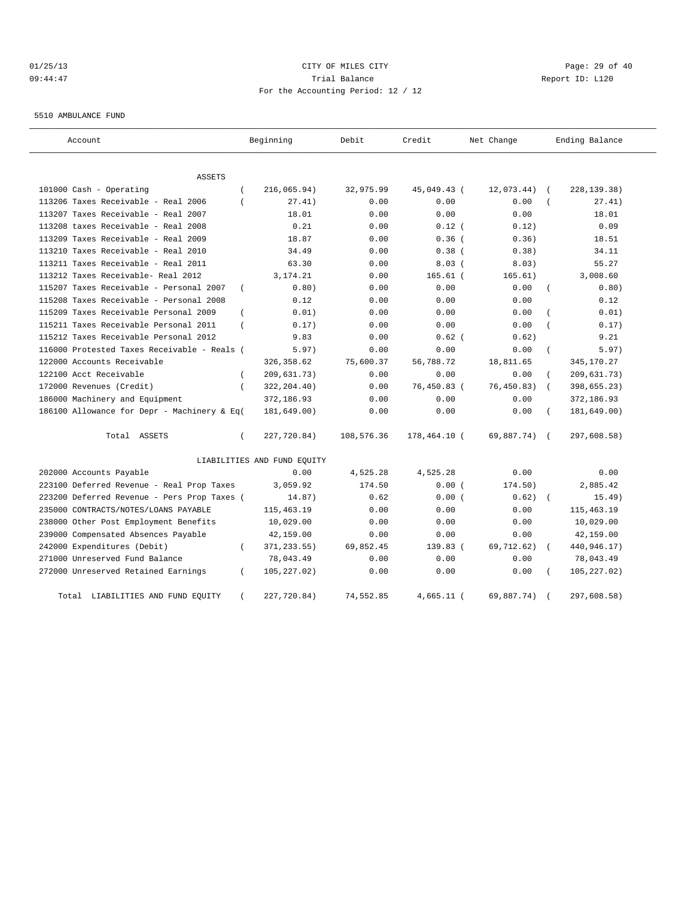01/25/13 CITY OF MILES CITY
09:44:47 Trial Balance Report ID: L120
For the Accounting Period: 12 / 12

5510 AMBULANCE FUND

| Account | Beginning | Debit | Credit | Net Change | Ending Balance |
|---|---|---|---|---|---|
| ASSETS | | | | | |
| 101000 Cash - Operating | ( 216,065.94) | 32,975.99 | 45,049.43 | ( 12,073.44) | ( 228,139.38) |
| 113206 Taxes Receivable - Real 2006 | ( 27.41) | 0.00 | 0.00 | 0.00 | ( 27.41) |
| 113207 Taxes Receivable - Real 2007 | 18.01 | 0.00 | 0.00 | 0.00 | 18.01 |
| 113208 taxes Receivable - Real 2008 | 0.21 | 0.00 | 0.12 | ( 0.12) | 0.09 |
| 113209 Taxes Receivable - Real 2009 | 18.87 | 0.00 | 0.36 | ( 0.36) | 18.51 |
| 113210 Taxes Receivable - Real 2010 | 34.49 | 0.00 | 0.38 | ( 0.38) | 34.11 |
| 113211 Taxes Receivable - Real 2011 | 63.30 | 0.00 | 8.03 | ( 8.03) | 55.27 |
| 113212 Taxes Receivable- Real 2012 | 3,174.21 | 0.00 | 165.61 | ( 165.61) | 3,008.60 |
| 115207 Taxes Receivable - Personal 2007 | ( 0.80) | 0.00 | 0.00 | 0.00 | ( 0.80) |
| 115208 Taxes Receivable - Personal 2008 | 0.12 | 0.00 | 0.00 | 0.00 | 0.12 |
| 115209 Taxes Receivable Personal 2009 | ( 0.01) | 0.00 | 0.00 | 0.00 | ( 0.01) |
| 115211 Taxes Receivable Personal 2011 | ( 0.17) | 0.00 | 0.00 | 0.00 | ( 0.17) |
| 115212 Taxes Receivable Personal 2012 | 9.83 | 0.00 | 0.62 | ( 0.62) | 9.21 |
| 116000 Protested Taxes Receivable - Reals | ( 5.97) | 0.00 | 0.00 | 0.00 | ( 5.97) |
| 122000 Accounts Receivable | 326,358.62 | 75,600.37 | 56,788.72 | 18,811.65 | 345,170.27 |
| 122100 Acct Receivable | ( 209,631.73) | 0.00 | 0.00 | 0.00 | ( 209,631.73) |
| 172000 Revenues (Credit) | ( 322,204.40) | 0.00 | 76,450.83 | ( 76,450.83) | ( 398,655.23) |
| 186000 Machinery and Equipment | 372,186.93 | 0.00 | 0.00 | 0.00 | 372,186.93 |
| 186100 Allowance for Depr - Machinery & Eq | ( 181,649.00) | 0.00 | 0.00 | 0.00 | ( 181,649.00) |
| Total ASSETS | ( 227,720.84) | 108,576.36 | 178,464.10 | ( 69,887.74) | ( 297,608.58) |
| LIABILITIES AND FUND EQUITY | | | | | |
| 202000 Accounts Payable | 0.00 | 4,525.28 | 4,525.28 | 0.00 | 0.00 |
| 223100 Deferred Revenue - Real Prop Taxes | 3,059.92 | 174.50 | 0.00 | ( 174.50) | 2,885.42 |
| 223200 Deferred Revenue - Pers Prop Taxes | ( 14.87) | 0.62 | 0.00 | ( 0.62) | ( 15.49) |
| 235000 CONTRACTS/NOTES/LOANS PAYABLE | 115,463.19 | 0.00 | 0.00 | 0.00 | 115,463.19 |
| 238000 Other Post Employment Benefits | 10,029.00 | 0.00 | 0.00 | 0.00 | 10,029.00 |
| 239000 Compensated Absences Payable | 42,159.00 | 0.00 | 0.00 | 0.00 | 42,159.00 |
| 242000 Expenditures (Debit) | ( 371,233.55) | 69,852.45 | 139.83 | ( 69,712.62) | ( 440,946.17) |
| 271000 Unreserved Fund Balance | 78,043.49 | 0.00 | 0.00 | 0.00 | 78,043.49 |
| 272000 Unreserved Retained Earnings | ( 105,227.02) | 0.00 | 0.00 | 0.00 | ( 105,227.02) |
| Total LIABILITIES AND FUND EQUITY | ( 227,720.84) | 74,552.85 | 4,665.11 | ( 69,887.74) | ( 297,608.58) |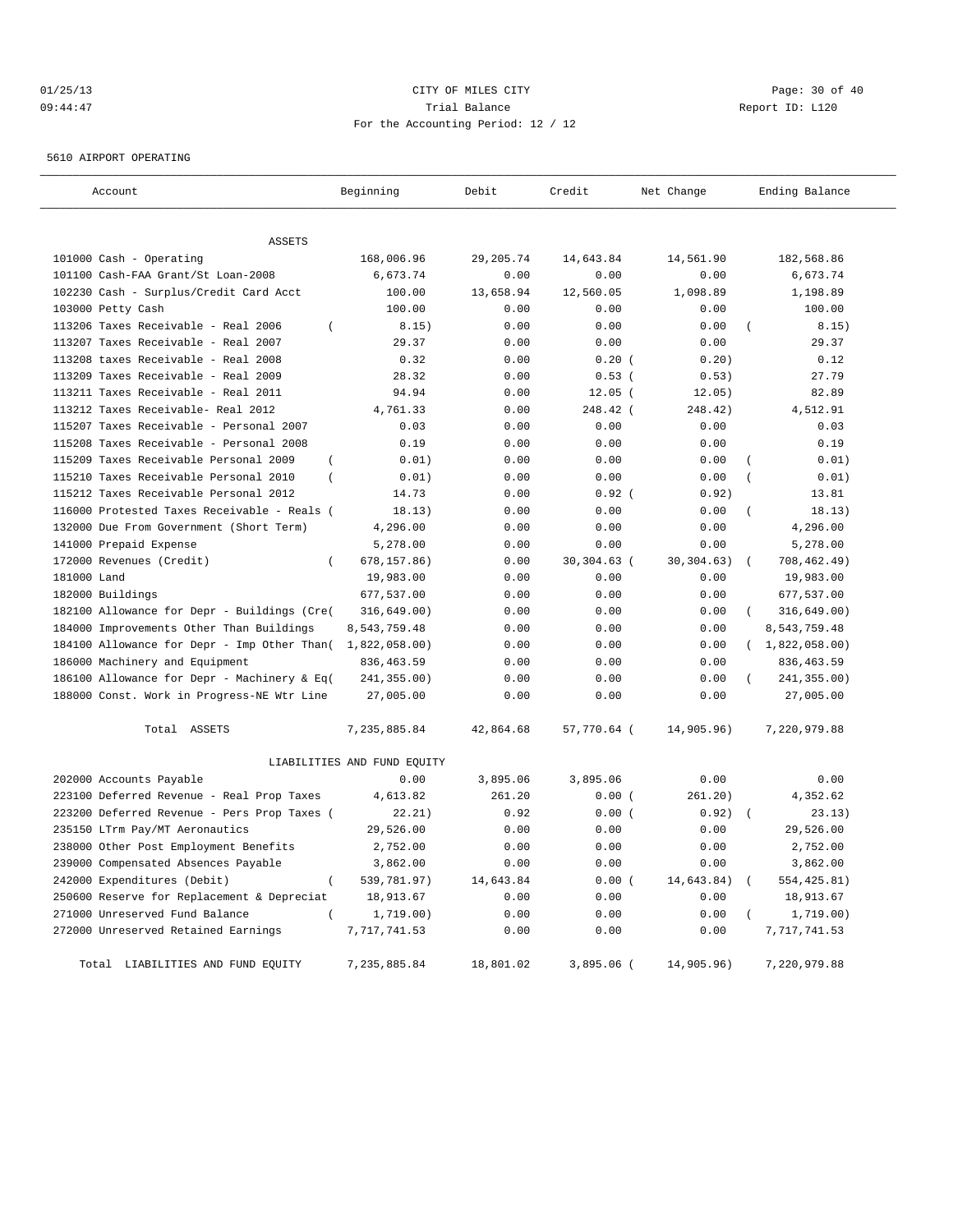01/25/13 CITY OF MILES CITY
09:44:47 Trial Balance Report ID: L120
For the Accounting Period: 12 / 12

5610 AIRPORT OPERATING

| Account | Beginning | Debit | Credit | Net Change | Ending Balance |
|---|---|---|---|---|---|
| ASSETS | | | | | |
| 101000 Cash - Operating | 168,006.96 | 29,205.74 | 14,643.84 | 14,561.90 | 182,568.86 |
| 101100 Cash-FAA Grant/St Loan-2008 | 6,673.74 | 0.00 | 0.00 | 0.00 | 6,673.74 |
| 102230 Cash - Surplus/Credit Card Acct | 100.00 | 13,658.94 | 12,560.05 | 1,098.89 | 1,198.89 |
| 103000 Petty Cash | 100.00 | 0.00 | 0.00 | 0.00 | 100.00 |
| 113206 Taxes Receivable - Real 2006 | ( 8.15) | 0.00 | 0.00 | 0.00 | ( 8.15) |
| 113207 Taxes Receivable - Real 2007 | 29.37 | 0.00 | 0.00 | 0.00 | 29.37 |
| 113208 taxes Receivable - Real 2008 | 0.32 | 0.00 | 0.20 | ( 0.20) | 0.12 |
| 113209 Taxes Receivable - Real 2009 | 28.32 | 0.00 | 0.53 | ( 0.53) | 27.79 |
| 113211 Taxes Receivable - Real 2011 | 94.94 | 0.00 | 12.05 | ( 12.05) | 82.89 |
| 113212 Taxes Receivable- Real 2012 | 4,761.33 | 0.00 | 248.42 | ( 248.42) | 4,512.91 |
| 115207 Taxes Receivable - Personal 2007 | 0.03 | 0.00 | 0.00 | 0.00 | 0.03 |
| 115208 Taxes Receivable - Personal 2008 | 0.19 | 0.00 | 0.00 | 0.00 | 0.19 |
| 115209 Taxes Receivable Personal 2009 | ( 0.01) | 0.00 | 0.00 | 0.00 | ( 0.01) |
| 115210 Taxes Receivable Personal 2010 | ( 0.01) | 0.00 | 0.00 | 0.00 | ( 0.01) |
| 115212 Taxes Receivable Personal 2012 | 14.73 | 0.00 | 0.92 | ( 0.92) | 13.81 |
| 116000 Protested Taxes Receivable - Reals | ( 18.13) | 0.00 | 0.00 | 0.00 | ( 18.13) |
| 132000 Due From Government (Short Term) | 4,296.00 | 0.00 | 0.00 | 0.00 | 4,296.00 |
| 141000 Prepaid Expense | 5,278.00 | 0.00 | 0.00 | 0.00 | 5,278.00 |
| 172000 Revenues (Credit) | ( 678,157.86) | 0.00 | 30,304.63 | ( 30,304.63) | ( 708,462.49) |
| 181000 Land | 19,983.00 | 0.00 | 0.00 | 0.00 | 19,983.00 |
| 182000 Buildings | 677,537.00 | 0.00 | 0.00 | 0.00 | 677,537.00 |
| 182100 Allowance for Depr - Buildings (Cre | ( 316,649.00) | 0.00 | 0.00 | 0.00 | ( 316,649.00) |
| 184000 Improvements Other Than Buildings | 8,543,759.48 | 0.00 | 0.00 | 0.00 | 8,543,759.48 |
| 184100 Allowance for Depr - Imp Other Than | ( 1,822,058.00) | 0.00 | 0.00 | 0.00 | ( 1,822,058.00) |
| 186000 Machinery and Equipment | 836,463.59 | 0.00 | 0.00 | 0.00 | 836,463.59 |
| 186100 Allowance for Depr - Machinery & Eq | ( 241,355.00) | 0.00 | 0.00 | 0.00 | ( 241,355.00) |
| 188000 Const. Work in Progress-NE Wtr Line | 27,005.00 | 0.00 | 0.00 | 0.00 | 27,005.00 |
| Total ASSETS | 7,235,885.84 | 42,864.68 | 57,770.64 | ( 14,905.96) | 7,220,979.88 |
| LIABILITIES AND FUND EQUITY | | | | | |
| 202000 Accounts Payable | 0.00 | 3,895.06 | 3,895.06 | 0.00 | 0.00 |
| 223100 Deferred Revenue - Real Prop Taxes | 4,613.82 | 261.20 | 0.00 | ( 261.20) | 4,352.62 |
| 223200 Deferred Revenue - Pers Prop Taxes | ( 22.21) | 0.92 | 0.00 | ( 0.92) | ( 23.13) |
| 235150 LTrm Pay/MT Aeronautics | 29,526.00 | 0.00 | 0.00 | 0.00 | 29,526.00 |
| 238000 Other Post Employment Benefits | 2,752.00 | 0.00 | 0.00 | 0.00 | 2,752.00 |
| 239000 Compensated Absences Payable | 3,862.00 | 0.00 | 0.00 | 0.00 | 3,862.00 |
| 242000 Expenditures (Debit) | ( 539,781.97) | 14,643.84 | 0.00 | ( 14,643.84) | ( 554,425.81) |
| 250600 Reserve for Replacement & Depreciat | 18,913.67 | 0.00 | 0.00 | 0.00 | 18,913.67 |
| 271000 Unreserved Fund Balance | ( 1,719.00) | 0.00 | 0.00 | 0.00 | ( 1,719.00) |
| 272000 Unreserved Retained Earnings | 7,717,741.53 | 0.00 | 0.00 | 0.00 | 7,717,741.53 |
| Total LIABILITIES AND FUND EQUITY | 7,235,885.84 | 18,801.02 | 3,895.06 | ( 14,905.96) | 7,220,979.88 |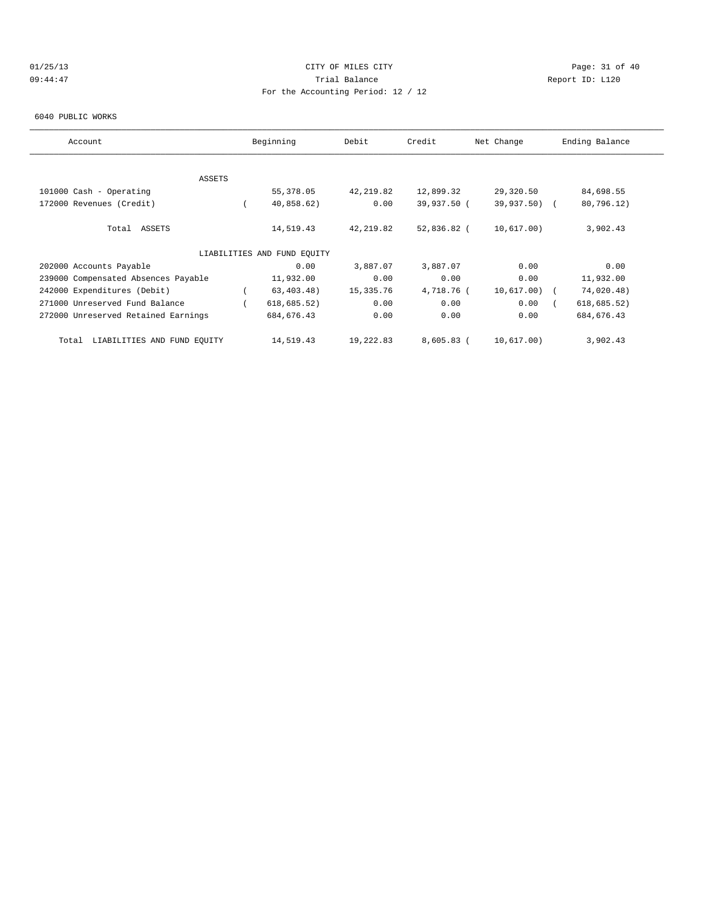CITY OF MILES CITY
Trial Balance
For the Accounting Period: 12 / 12

6040 PUBLIC WORKS

| Account | Beginning | Debit | Credit | Net Change | Ending Balance |
|---|---|---|---|---|---|
| ASSETS | | | | | |
| 101000 Cash - Operating | 55,378.05 | 42,219.82 | 12,899.32 | 29,320.50 | 84,698.55 |
| 172000 Revenues (Credit) | ( 40,858.62) | 0.00 | 39,937.50 | ( 39,937.50) | ( 80,796.12) |
| Total ASSETS | 14,519.43 | 42,219.82 | 52,836.82 | ( 10,617.00) | 3,902.43 |
| LIABILITIES AND FUND EQUITY | | | | | |
| 202000 Accounts Payable | 0.00 | 3,887.07 | 3,887.07 | 0.00 | 0.00 |
| 239000 Compensated Absences Payable | 11,932.00 | 0.00 | 0.00 | 0.00 | 11,932.00 |
| 242000 Expenditures (Debit) | ( 63,403.48) | 15,335.76 | 4,718.76 | ( 10,617.00) | ( 74,020.48) |
| 271000 Unreserved Fund Balance | ( 618,685.52) | 0.00 | 0.00 | 0.00 | ( 618,685.52) |
| 272000 Unreserved Retained Earnings | 684,676.43 | 0.00 | 0.00 | 0.00 | 684,676.43 |
| Total LIABILITIES AND FUND EQUITY | 14,519.43 | 19,222.83 | 8,605.83 | ( 10,617.00) | 3,902.43 |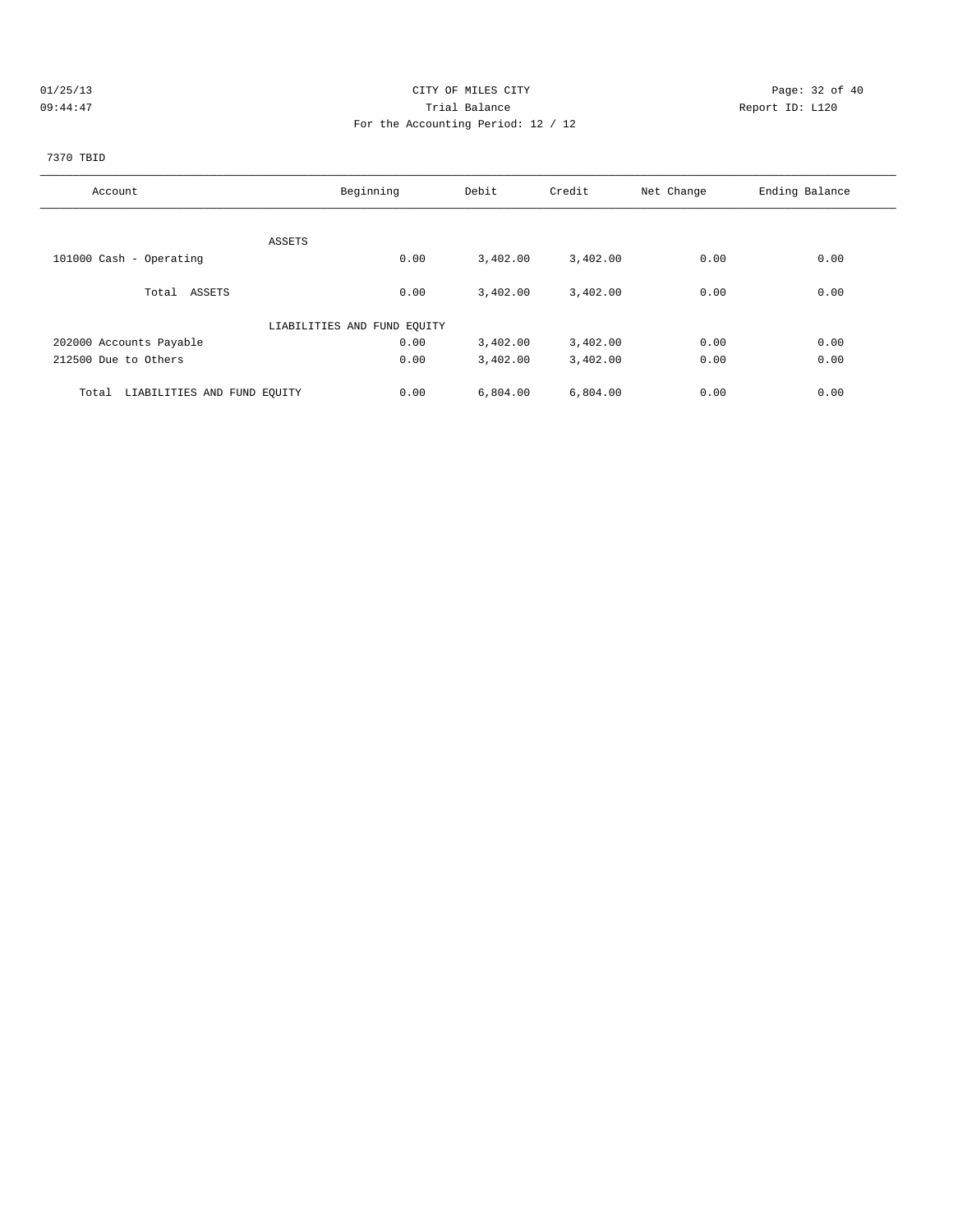CITY OF MILES CITY
Trial Balance
For the Accounting Period: 12 / 12

01/25/13
09:44:47

Report ID: L120

7370 TBID

| Account | Beginning | Debit | Credit | Net Change | Ending Balance |
|---|---|---|---|---|---|
| ASSETS | | | | | |
| 101000 Cash - Operating | 0.00 | 3,402.00 | 3,402.00 | 0.00 | 0.00 |
| Total ASSETS | 0.00 | 3,402.00 | 3,402.00 | 0.00 | 0.00 |
| LIABILITIES AND FUND EQUITY | | | | | |
| 202000 Accounts Payable | 0.00 | 3,402.00 | 3,402.00 | 0.00 | 0.00 |
| 212500 Due to Others | 0.00 | 3,402.00 | 3,402.00 | 0.00 | 0.00 |
| Total LIABILITIES AND FUND EQUITY | 0.00 | 6,804.00 | 6,804.00 | 0.00 | 0.00 |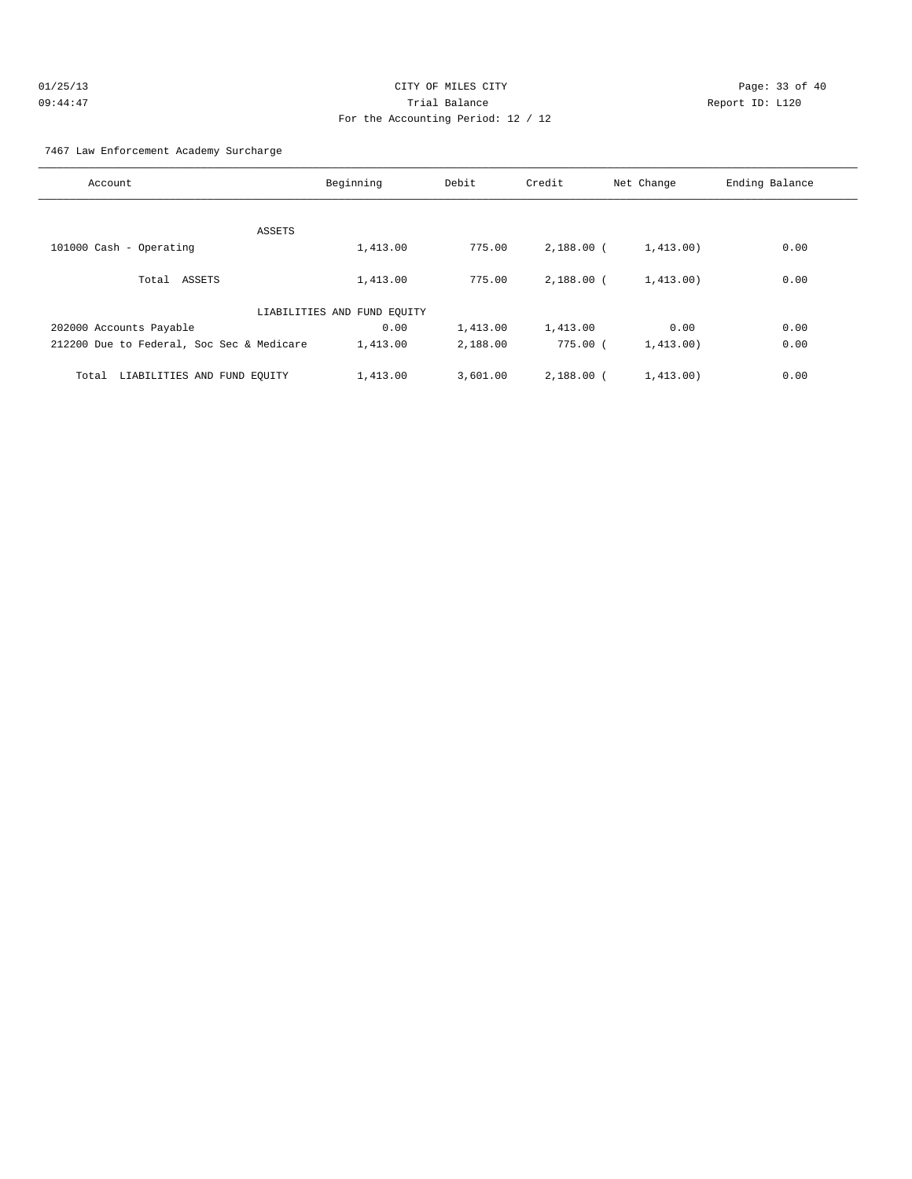01/25/13 CITY OF MILES CITY
09:44:47 Trial Balance Report ID: L120
For the Accounting Period: 12 / 12

7467 Law Enforcement Academy Surcharge

| Account | Beginning | Debit | Credit | Net Change | Ending Balance |
|---|---|---|---|---|---|
| ASSETS | | | | | |
| 101000 Cash - Operating | 1,413.00 | 775.00 | 2,188.00 | ( 1,413.00) | 0.00 |
| Total ASSETS | 1,413.00 | 775.00 | 2,188.00 | ( 1,413.00) | 0.00 |
| LIABILITIES AND FUND EQUITY | | | | | |
| 202000 Accounts Payable | 0.00 | 1,413.00 | 1,413.00 | 0.00 | 0.00 |
| 212200 Due to Federal, Soc Sec & Medicare | 1,413.00 | 2,188.00 | 775.00 | ( 1,413.00) | 0.00 |
| Total LIABILITIES AND FUND EQUITY | 1,413.00 | 3,601.00 | 2,188.00 | ( 1,413.00) | 0.00 |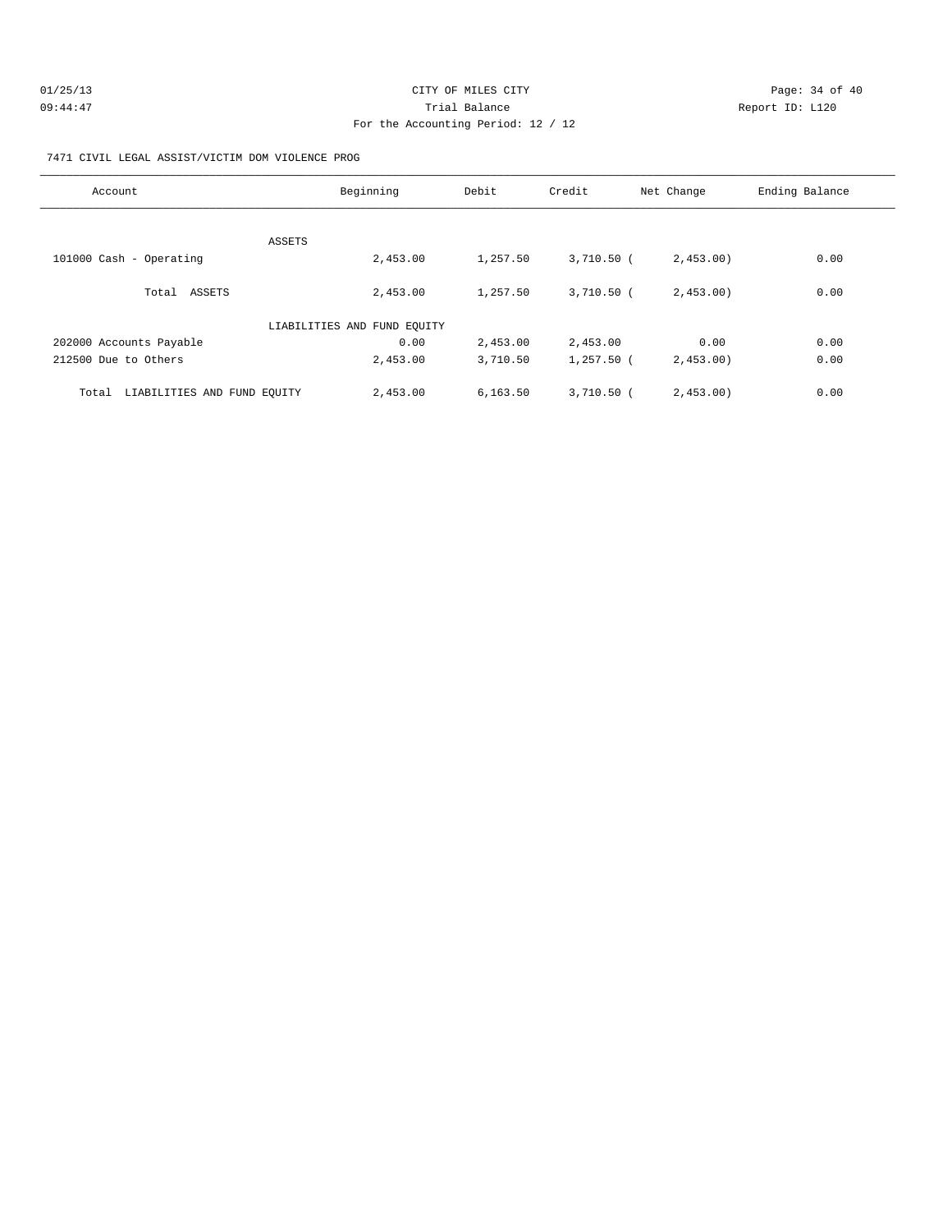01/25/13 CITY OF MILES CITY
09:44:47 Trial Balance Report ID: L120
For the Accounting Period: 12 / 12

7471 CIVIL LEGAL ASSIST/VICTIM DOM VIOLENCE PROG

| Account | Beginning | Debit | Credit | Net Change | Ending Balance |
|---|---|---|---|---|---|
| ASSETS | | | | | |
| 101000 Cash - Operating | 2,453.00 | 1,257.50 | 3,710.50 ( | 2,453.00) | 0.00 |
| Total ASSETS | 2,453.00 | 1,257.50 | 3,710.50 ( | 2,453.00) | 0.00 |
| LIABILITIES AND FUND EQUITY | | | | | |
| 202000 Accounts Payable | 0.00 | 2,453.00 | 2,453.00 | 0.00 | 0.00 |
| 212500 Due to Others | 2,453.00 | 3,710.50 | 1,257.50 ( | 2,453.00) | 0.00 |
| Total LIABILITIES AND FUND EQUITY | 2,453.00 | 6,163.50 | 3,710.50 ( | 2,453.00) | 0.00 |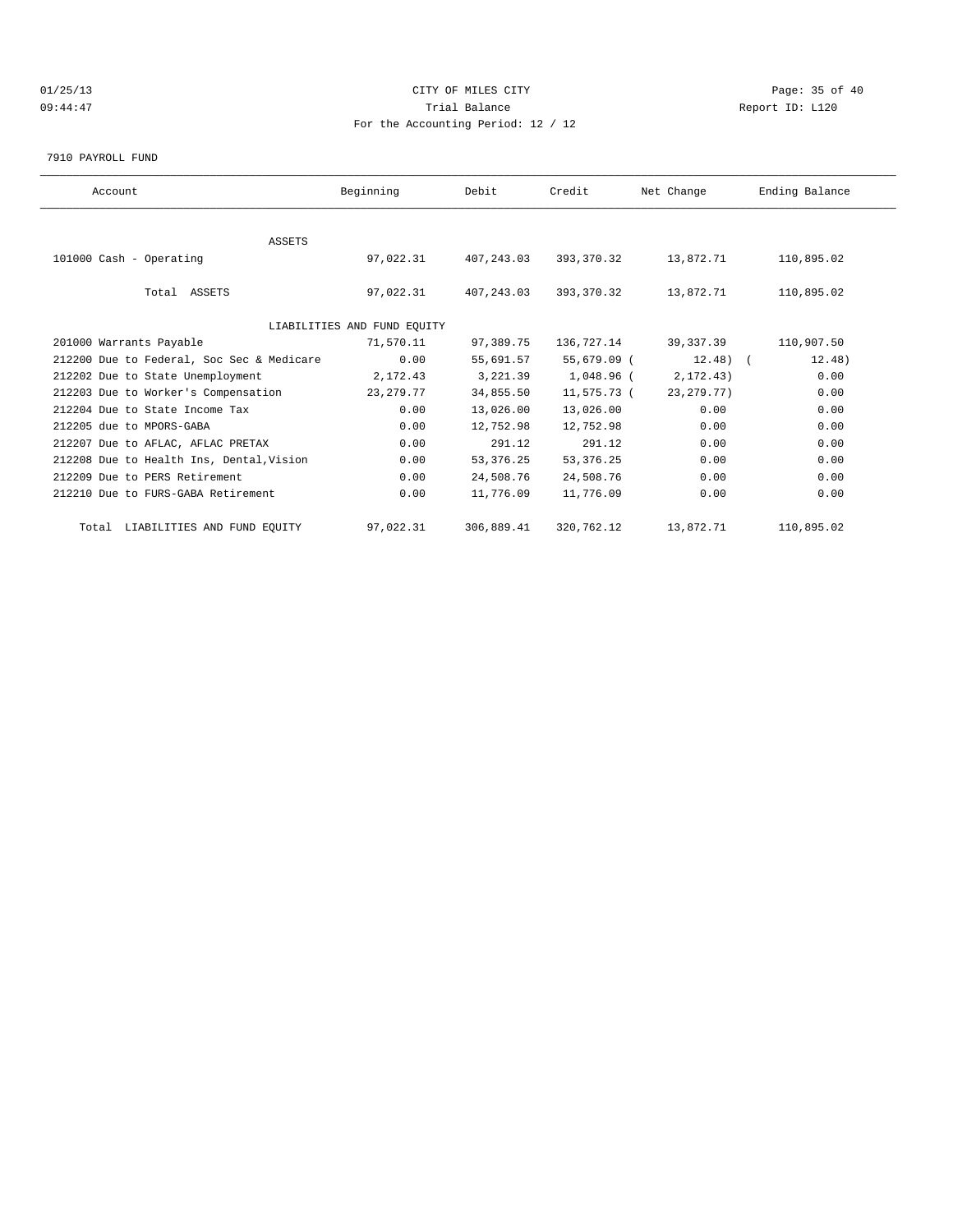CITY OF MILES CITY

Trial Balance

For the Accounting Period: 12 / 12

01/25/13
09:44:47

Report ID: L120

7910 PAYROLL FUND

| Account | Beginning | Debit | Credit | Net Change | Ending Balance |
|---|---|---|---|---|---|
| ASSETS | | | | | |
| 101000 Cash - Operating | 97,022.31 | 407,243.03 | 393,370.32 | 13,872.71 | 110,895.02 |
| Total ASSETS | 97,022.31 | 407,243.03 | 393,370.32 | 13,872.71 | 110,895.02 |
| LIABILITIES AND FUND EQUITY | | | | | |
| 201000 Warrants Payable | 71,570.11 | 97,389.75 | 136,727.14 | 39,337.39 | 110,907.50 |
| 212200 Due to Federal, Soc Sec & Medicare | 0.00 | 55,691.57 | 55,679.09 | ( 12.48) | ( 12.48) |
| 212202 Due to State Unemployment | 2,172.43 | 3,221.39 | 1,048.96 | ( 2,172.43) | 0.00 |
| 212203 Due to Worker's Compensation | 23,279.77 | 34,855.50 | 11,575.73 | ( 23,279.77) | 0.00 |
| 212204 Due to State Income Tax | 0.00 | 13,026.00 | 13,026.00 | 0.00 | 0.00 |
| 212205 due to MPORS-GABA | 0.00 | 12,752.98 | 12,752.98 | 0.00 | 0.00 |
| 212207 Due to AFLAC, AFLAC PRETAX | 0.00 | 291.12 | 291.12 | 0.00 | 0.00 |
| 212208 Due to Health Ins, Dental,Vision | 0.00 | 53,376.25 | 53,376.25 | 0.00 | 0.00 |
| 212209 Due to PERS Retirement | 0.00 | 24,508.76 | 24,508.76 | 0.00 | 0.00 |
| 212210 Due to FURS-GABA Retirement | 0.00 | 11,776.09 | 11,776.09 | 0.00 | 0.00 |
| Total LIABILITIES AND FUND EQUITY | 97,022.31 | 306,889.41 | 320,762.12 | 13,872.71 | 110,895.02 |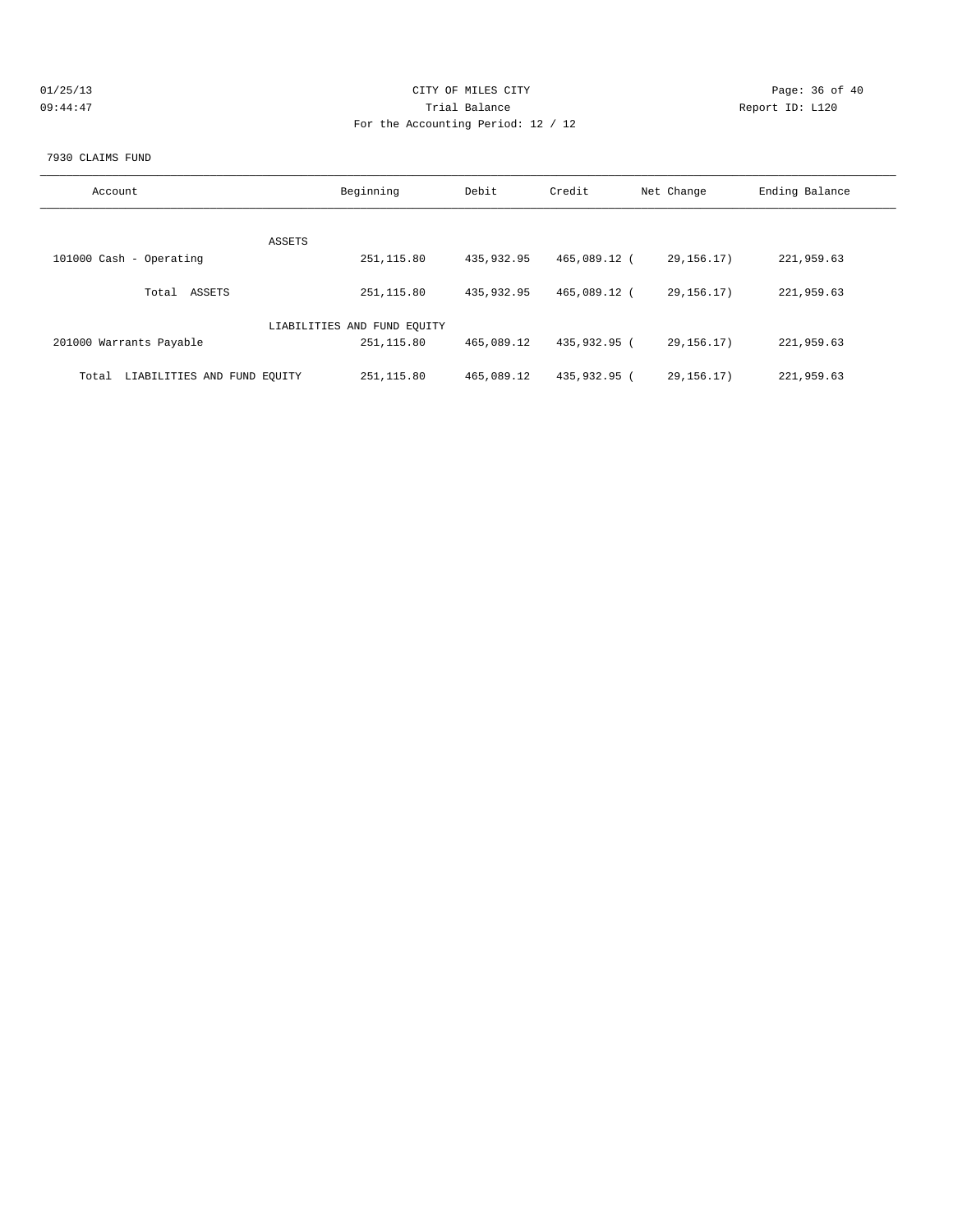CITY OF MILES CITY
Trial Balance
For the Accounting Period: 12 / 12

01/25/13
09:44:47

Report ID: L120

7930 CLAIMS FUND

| Account | Beginning | Debit | Credit | Net Change | Ending Balance |
|---|---|---|---|---|---|
| ASSETS | | | | | |
| 101000 Cash - Operating | 251,115.80 | 435,932.95 | 465,089.12 | ( 29,156.17) | 221,959.63 |
| Total ASSETS | 251,115.80 | 435,932.95 | 465,089.12 | ( 29,156.17) | 221,959.63 |
| LIABILITIES AND FUND EQUITY | | | | | |
| 201000 Warrants Payable | 251,115.80 | 465,089.12 | 435,932.95 | ( 29,156.17) | 221,959.63 |
| Total LIABILITIES AND FUND EQUITY | 251,115.80 | 465,089.12 | 435,932.95 | ( 29,156.17) | 221,959.63 |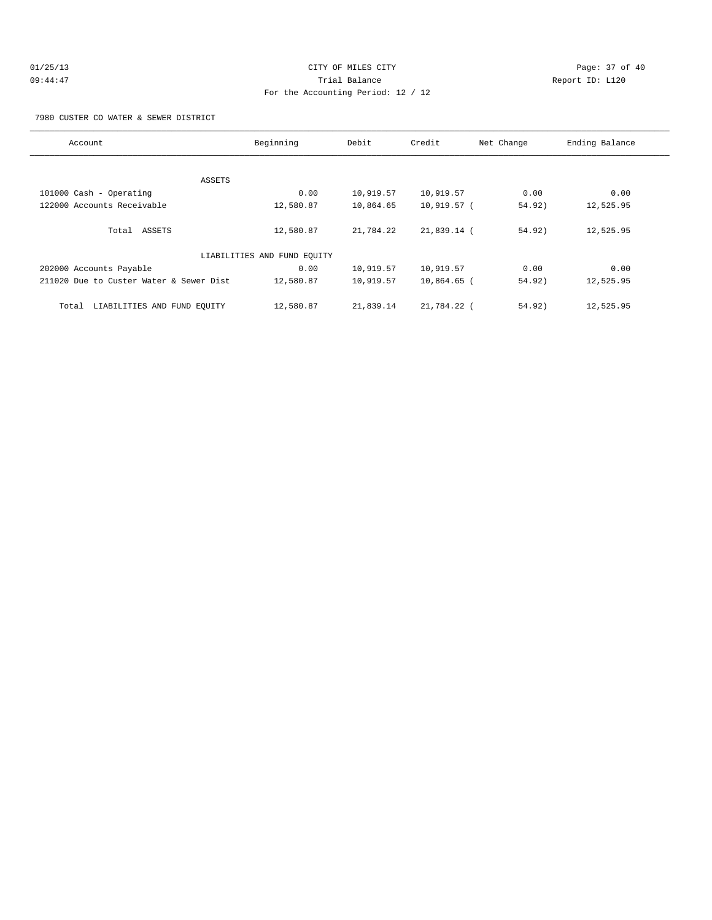CITY OF MILES CITY

Trial Balance

For the Accounting Period: 12 / 12

01/25/13
09:44:47

Report ID: L120

7980 CUSTER CO WATER & SEWER DISTRICT

| Account | Beginning | Debit | Credit | Net Change | Ending Balance |
|---|---|---|---|---|---|
| ASSETS | | | | | |
| 101000 Cash - Operating | 0.00 | 10,919.57 | 10,919.57 | 0.00 | 0.00 |
| 122000 Accounts Receivable | 12,580.87 | 10,864.65 | 10,919.57 | ( 54.92) | 12,525.95 |
| Total ASSETS | 12,580.87 | 21,784.22 | 21,839.14 | ( 54.92) | 12,525.95 |
| LIABILITIES AND FUND EQUITY | | | | | |
| 202000 Accounts Payable | 0.00 | 10,919.57 | 10,919.57 | 0.00 | 0.00 |
| 211020 Due to Custer Water & Sewer Dist | 12,580.87 | 10,919.57 | 10,864.65 | ( 54.92) | 12,525.95 |
| Total LIABILITIES AND FUND EQUITY | 12,580.87 | 21,839.14 | 21,784.22 | ( 54.92) | 12,525.95 |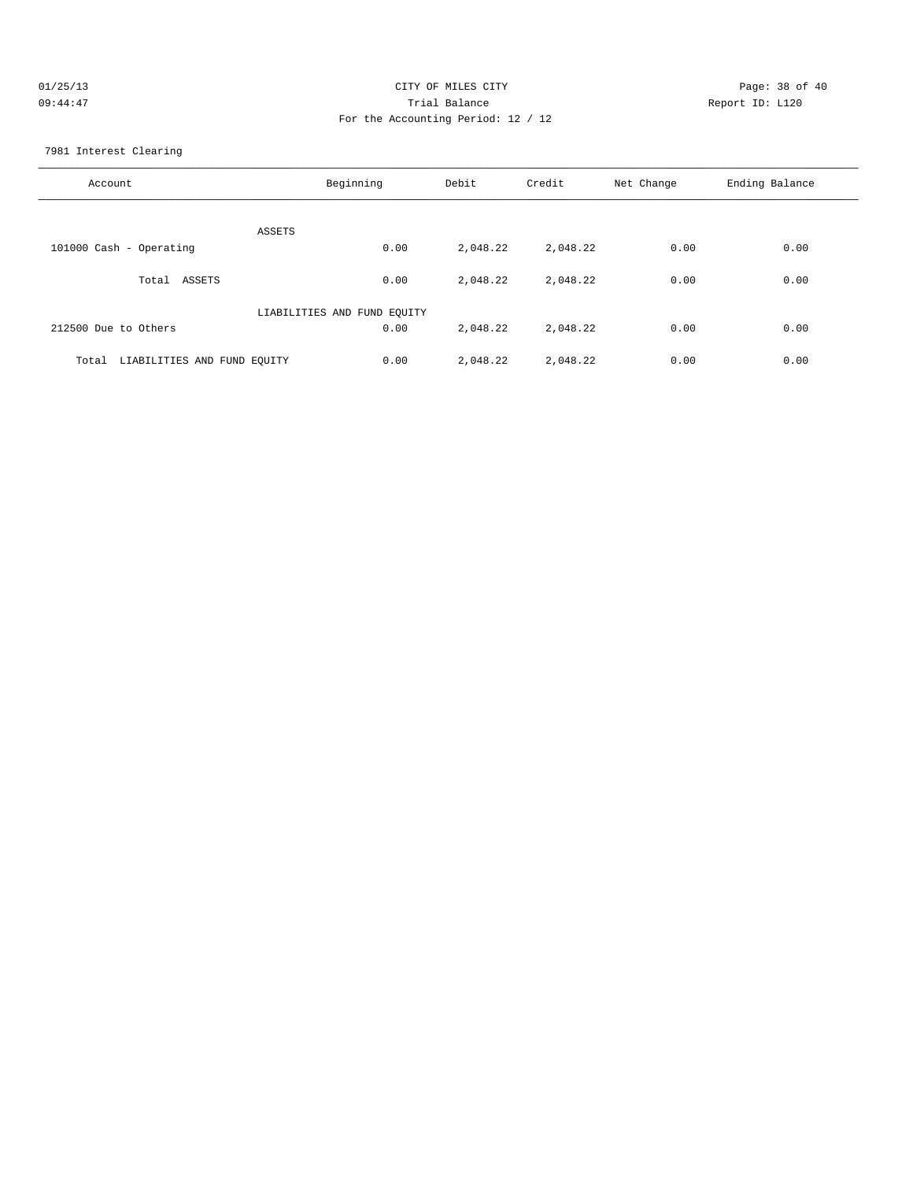CITY OF MILES CITY

Trial Balance

For the Accounting Period: 12 / 12

7981 Interest Clearing

| Account | Beginning | Debit | Credit | Net Change | Ending Balance |
|---|---|---|---|---|---|
| ASSETS | | | | | |
| 101000 Cash - Operating | 0.00 | 2,048.22 | 2,048.22 | 0.00 | 0.00 |
| Total ASSETS | 0.00 | 2,048.22 | 2,048.22 | 0.00 | 0.00 |
| LIABILITIES AND FUND EQUITY | | | | | |
| 212500 Due to Others | 0.00 | 2,048.22 | 2,048.22 | 0.00 | 0.00 |
| Total LIABILITIES AND FUND EQUITY | 0.00 | 2,048.22 | 2,048.22 | 0.00 | 0.00 |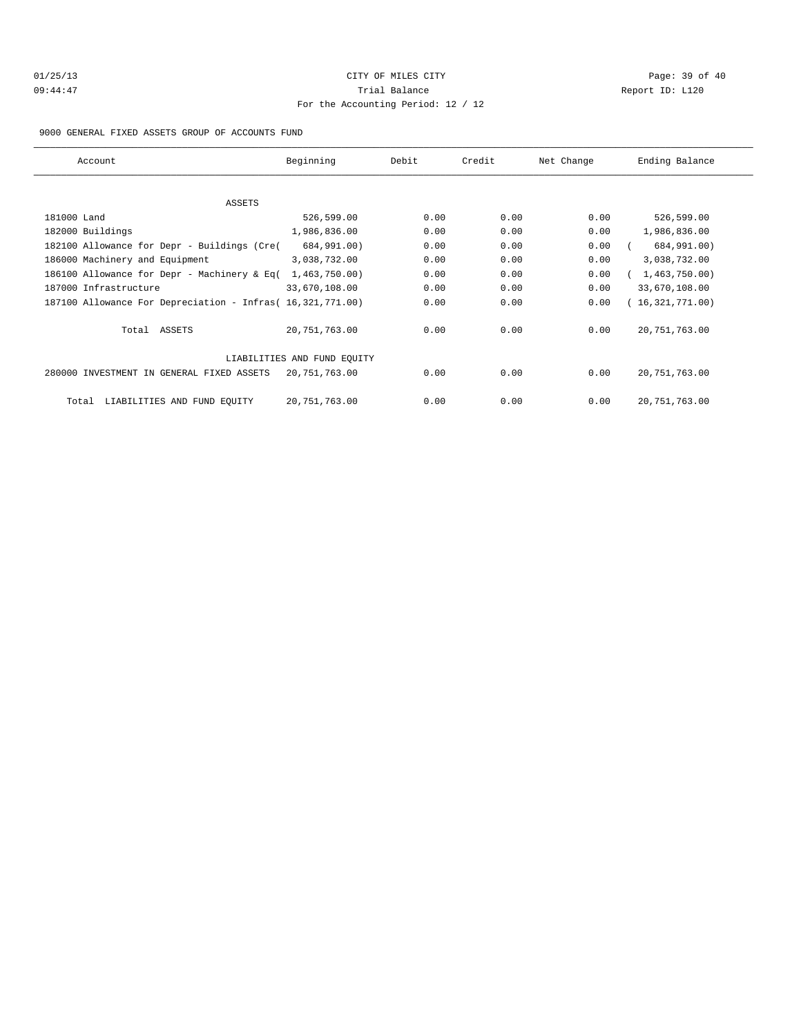CITY OF MILES CITY

Trial Balance

For the Accounting Period: 12 / 12

Report ID: L120

9000 GENERAL FIXED ASSETS GROUP OF ACCOUNTS FUND

| Account | Beginning | Debit | Credit | Net Change | Ending Balance |
|---|---|---|---|---|---|
| ASSETS | | | | | |
| 181000 Land | 526,599.00 | 0.00 | 0.00 | 0.00 | 526,599.00 |
| 182000 Buildings | 1,986,836.00 | 0.00 | 0.00 | 0.00 | 1,986,836.00 |
| 182100 Allowance for Depr - Buildings (Cre( | 684,991.00) | 0.00 | 0.00 | 0.00 | ( 684,991.00) |
| 186000 Machinery and Equipment | 3,038,732.00 | 0.00 | 0.00 | 0.00 | 3,038,732.00 |
| 186100 Allowance for Depr - Machinery & Eq( | 1,463,750.00) | 0.00 | 0.00 | 0.00 | ( 1,463,750.00) |
| 187000 Infrastructure | 33,670,108.00 | 0.00 | 0.00 | 0.00 | 33,670,108.00 |
| 187100 Allowance For Depreciation - Infras( | 16,321,771.00) | 0.00 | 0.00 | 0.00 | ( 16,321,771.00) |
| Total ASSETS | 20,751,763.00 | 0.00 | 0.00 | 0.00 | 20,751,763.00 |
| LIABILITIES AND FUND EQUITY | | | | | |
| 280000 INVESTMENT IN GENERAL FIXED ASSETS | 20,751,763.00 | 0.00 | 0.00 | 0.00 | 20,751,763.00 |
| Total LIABILITIES AND FUND EQUITY | 20,751,763.00 | 0.00 | 0.00 | 0.00 | 20,751,763.00 |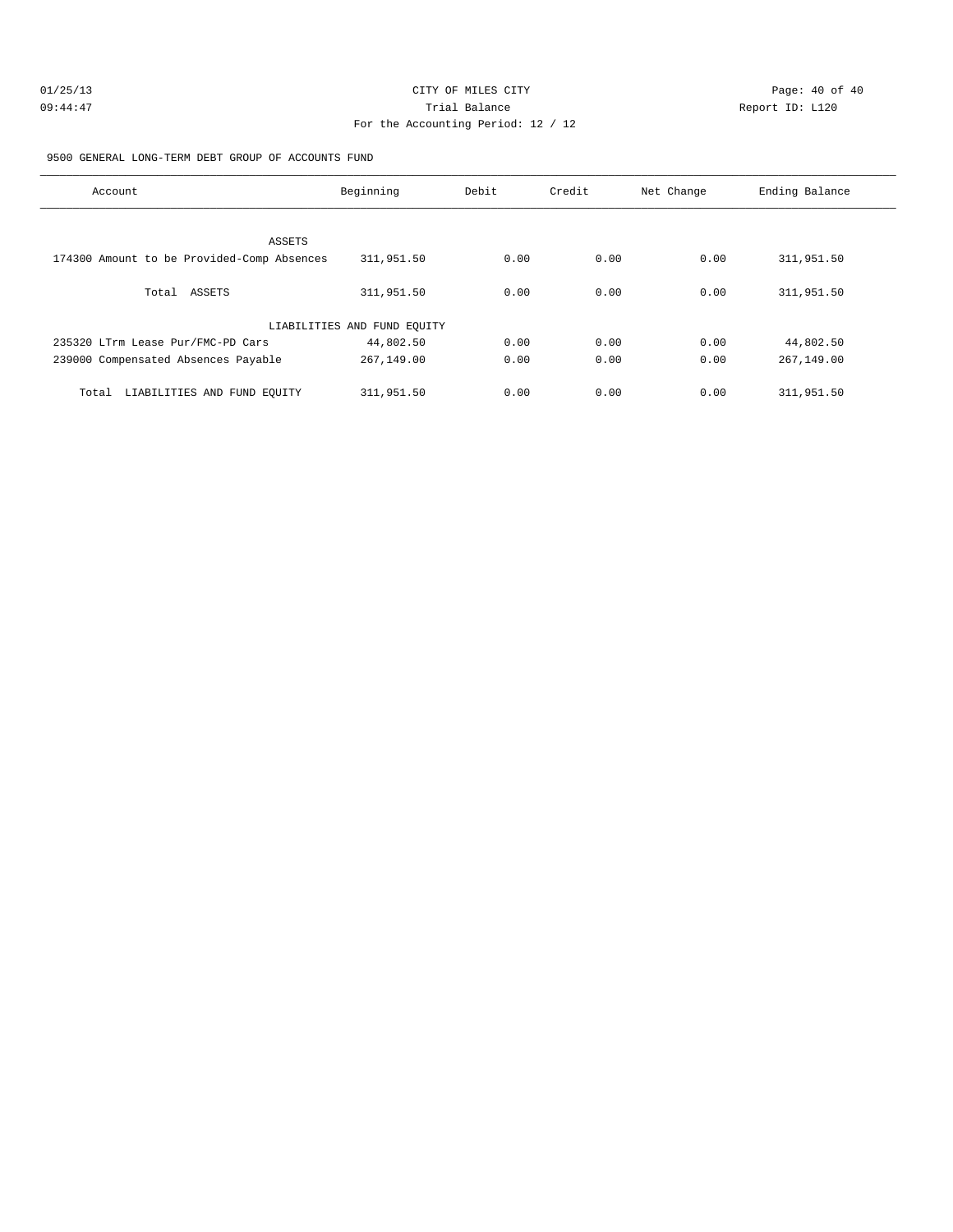CITY OF MILES CITY

Trial Balance

For the Accounting Period: 12 / 12

9500 GENERAL LONG-TERM DEBT GROUP OF ACCOUNTS FUND

| Account | Beginning | Debit | Credit | Net Change | Ending Balance |
|---|---|---|---|---|---|
| ASSETS | | | | | |
| 174300 Amount to be Provided-Comp Absences | 311,951.50 | 0.00 | 0.00 | 0.00 | 311,951.50 |
| Total ASSETS | 311,951.50 | 0.00 | 0.00 | 0.00 | 311,951.50 |
| LIABILITIES AND FUND EQUITY | | | | | |
| 235320 LTrm Lease Pur/FMC-PD Cars | 44,802.50 | 0.00 | 0.00 | 0.00 | 44,802.50 |
| 239000 Compensated Absences Payable | 267,149.00 | 0.00 | 0.00 | 0.00 | 267,149.00 |
| Total LIABILITIES AND FUND EQUITY | 311,951.50 | 0.00 | 0.00 | 0.00 | 311,951.50 |